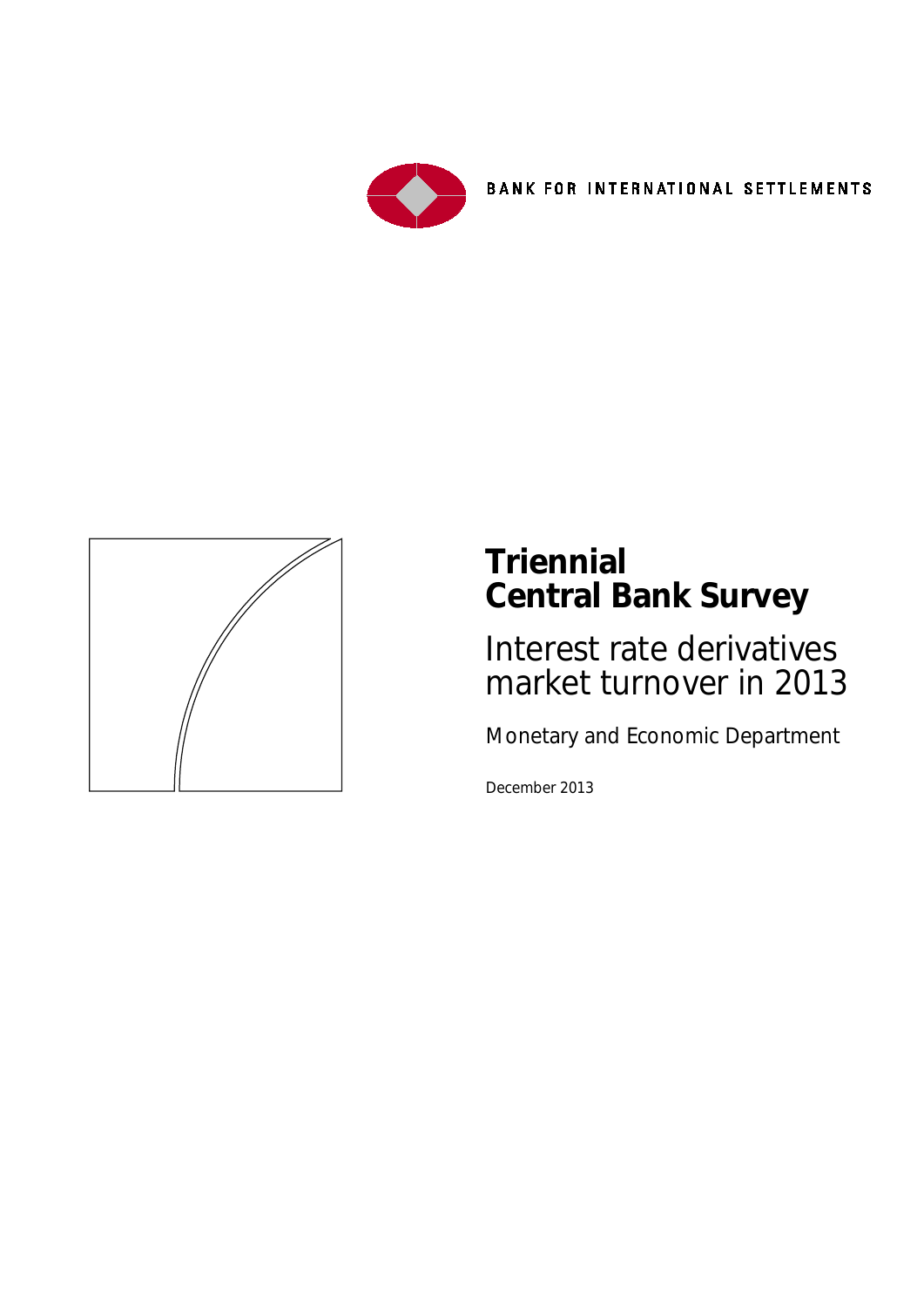BANK FOR INTERNATIONAL SETTLEMENTS

# Triennial Central Bank Survey

## Interest rate derivatives market turnover in 2013

Monetary and Economic Department

December 2013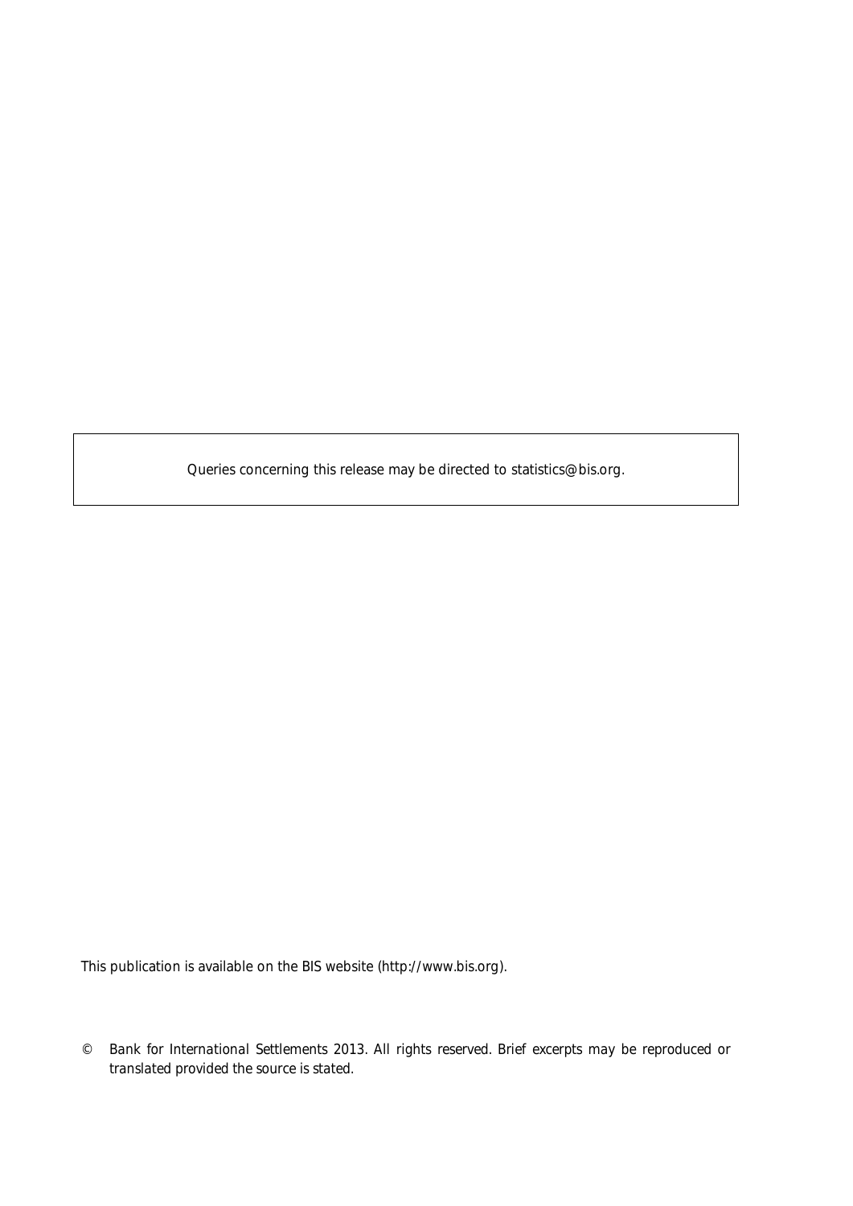Queries concerning this release may be directed to statistics@bis.org.

This publication is available on the BIS website (http://www.bis.org).

© Bank for International Settlements 2013. All rights reserved. Brief excerpts may be reproduced or translated provided the source is stated.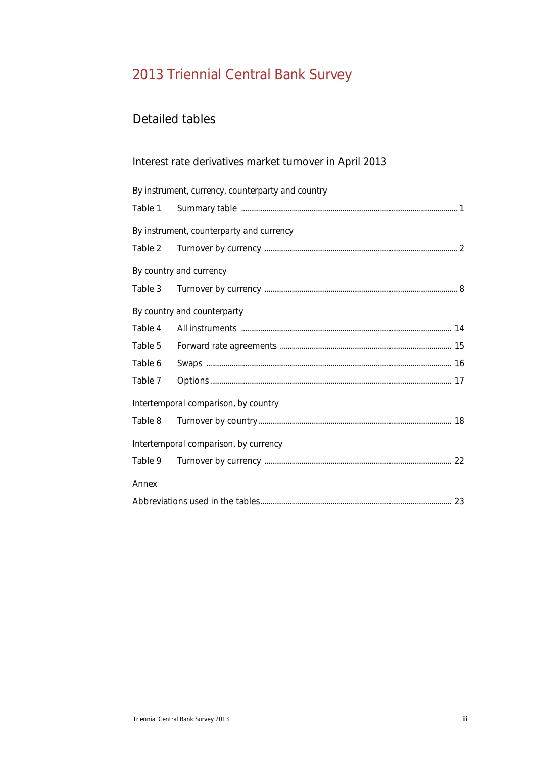# 2013 Triennial Central Bank Survey

## Detailed tables

### Interest rate derivatives market turnover in April 2013

By instrument, currency, counterparty and country

| | | |
|---|---|---|
| Table 1 | Summary table | 1 |

By instrument, counterparty and currency

| | | |
|---|---|---|
| Table 2 | Turnover by currency | 2 |

By country and currency

| | | |
|---|---|---|
| Table 3 | Turnover by currency | 8 |

By country and counterparty

| | | |
|---|---|---|
| Table 4 | All instruments | 14 |
| Table 5 | Forward rate agreements | 15 |
| Table 6 | Swaps | 16 |
| Table 7 | Options | 17 |

Intertemporal comparison, by country

| | | |
|---|---|---|
| Table 8 | Turnover by country | 18 |

Intertemporal comparison, by currency

| | | |
|---|---|---|
| Table 9 | Turnover by currency | 22 |

Annex

Abbreviations used in the tables ........ 23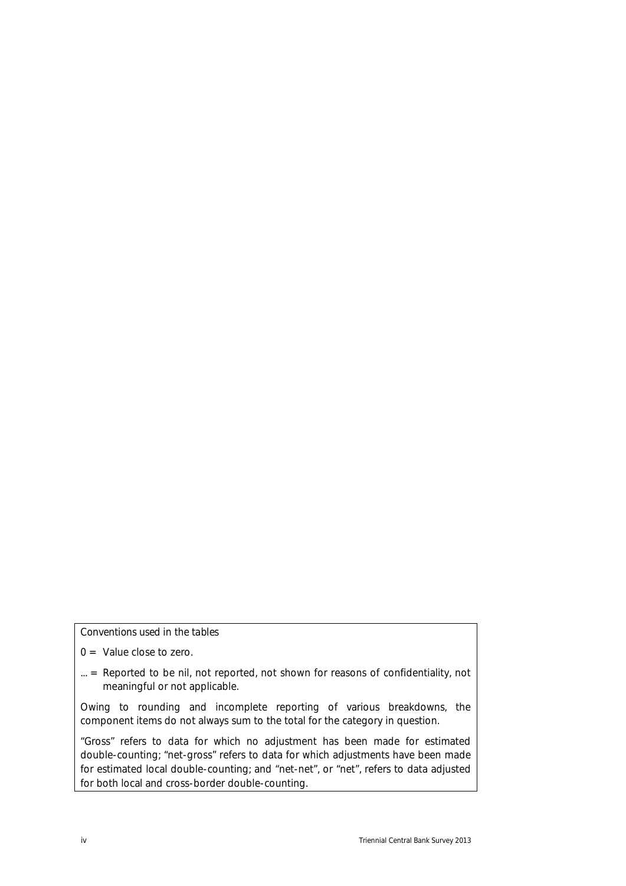Conventions used in the tables

0 = Value close to zero.

… = Reported to be nil, not reported, not shown for reasons of confidentiality, not meaningful or not applicable.

Owing to rounding and incomplete reporting of various breakdowns, the component items do not always sum to the total for the category in question.

"Gross" refers to data for which no adjustment has been made for estimated double-counting; "net-gross" refers to data for which adjustments have been made for estimated local double-counting; and "net-net", or "net", refers to data adjusted for both local and cross-border double-counting.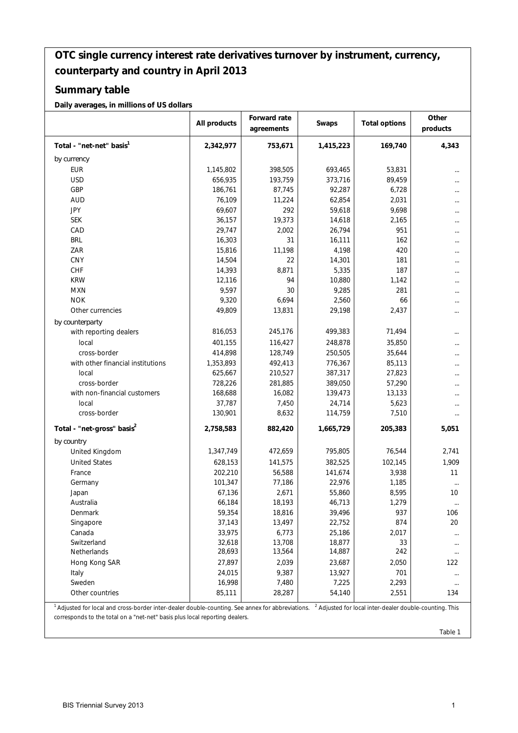# OTC single currency interest rate derivatives turnover by instrument, currency, counterparty and country in April 2013

## Summary table

**Daily averages, in millions of US dollars**

| | All products | Forward rate agreements | Swaps | Total options | Other products |
|---|---|---|---|---|---|
| **Total - "net-net" basis[1]** | **2,342,977** | **753,671** | **1,415,223** | **169,740** | **4,343** |
| by currency | | | | | |
| EUR | 1,145,802 | 398,505 | 693,465 | 53,831 | ... |
| USD | 656,935 | 193,759 | 373,716 | 89,459 | ... |
| GBP | 186,761 | 87,745 | 92,287 | 6,728 | ... |
| AUD | 76,109 | 11,224 | 62,854 | 2,031 | ... |
| JPY | 69,607 | 292 | 59,618 | 9,698 | ... |
| SEK | 36,157 | 19,373 | 14,618 | 2,165 | ... |
| CAD | 29,747 | 2,002 | 26,794 | 951 | ... |
| BRL | 16,303 | 31 | 16,111 | 162 | ... |
| ZAR | 15,816 | 11,198 | 4,198 | 420 | ... |
| CNY | 14,504 | 22 | 14,301 | 181 | ... |
| CHF | 14,393 | 8,871 | 5,335 | 187 | ... |
| KRW | 12,116 | 94 | 10,880 | 1,142 | ... |
| MXN | 9,597 | 30 | 9,285 | 281 | ... |
| NOK | 9,320 | 6,694 | 2,560 | 66 | ... |
| Other currencies | 49,809 | 13,831 | 29,198 | 2,437 | ... |
| by counterparty | | | | | |
| with reporting dealers | 816,053 | 245,176 | 499,383 | 71,494 | ... |
| local | 401,155 | 116,427 | 248,878 | 35,850 | ... |
| cross-border | 414,898 | 128,749 | 250,505 | 35,644 | ... |
| with other financial institutions | 1,353,893 | 492,413 | 776,367 | 85,113 | ... |
| local | 625,667 | 210,527 | 387,317 | 27,823 | ... |
| cross-border | 728,226 | 281,885 | 389,050 | 57,290 | ... |
| with non-financial customers | 168,688 | 16,082 | 139,473 | 13,133 | ... |
| local | 37,787 | 7,450 | 24,714 | 5,623 | ... |
| cross-border | 130,901 | 8,632 | 114,759 | 7,510 | ... |
| **Total - "net-gross" basis[2]** | **2,758,583** | **882,420** | **1,665,729** | **205,383** | **5,051** |
| by country | | | | | |
| United Kingdom | 1,347,749 | 472,659 | 795,805 | 76,544 | 2,741 |
| United States | 628,153 | 141,575 | 382,525 | 102,145 | 1,909 |
| France | 202,210 | 56,588 | 141,674 | 3,938 | 11 |
| Germany | 101,347 | 77,186 | 22,976 | 1,185 | ... |
| Japan | 67,136 | 2,671 | 55,860 | 8,595 | 10 |
| Australia | 66,184 | 18,193 | 46,713 | 1,279 | ... |
| Denmark | 59,354 | 18,816 | 39,496 | 937 | 106 |
| Singapore | 37,143 | 13,497 | 22,752 | 874 | 20 |
| Canada | 33,975 | 6,773 | 25,186 | 2,017 | ... |
| Switzerland | 32,618 | 13,708 | 18,877 | 33 | ... |
| Netherlands | 28,693 | 13,564 | 14,887 | 242 | ... |
| Hong Kong SAR | 27,897 | 2,039 | 23,687 | 2,050 | 122 |
| Italy | 24,015 | 9,387 | 13,927 | 701 | ... |
| Sweden | 16,998 | 7,480 | 7,225 | 2,293 | ... |
| Other countries | 85,111 | 28,287 | 54,140 | 2,551 | 134 |

[1] Adjusted for local and cross-border inter-dealer double-counting. See annex for abbreviations. [2] Adjusted for local inter-dealer double-counting. This corresponds to the total on a "net-net" basis plus local reporting dealers.

Table 1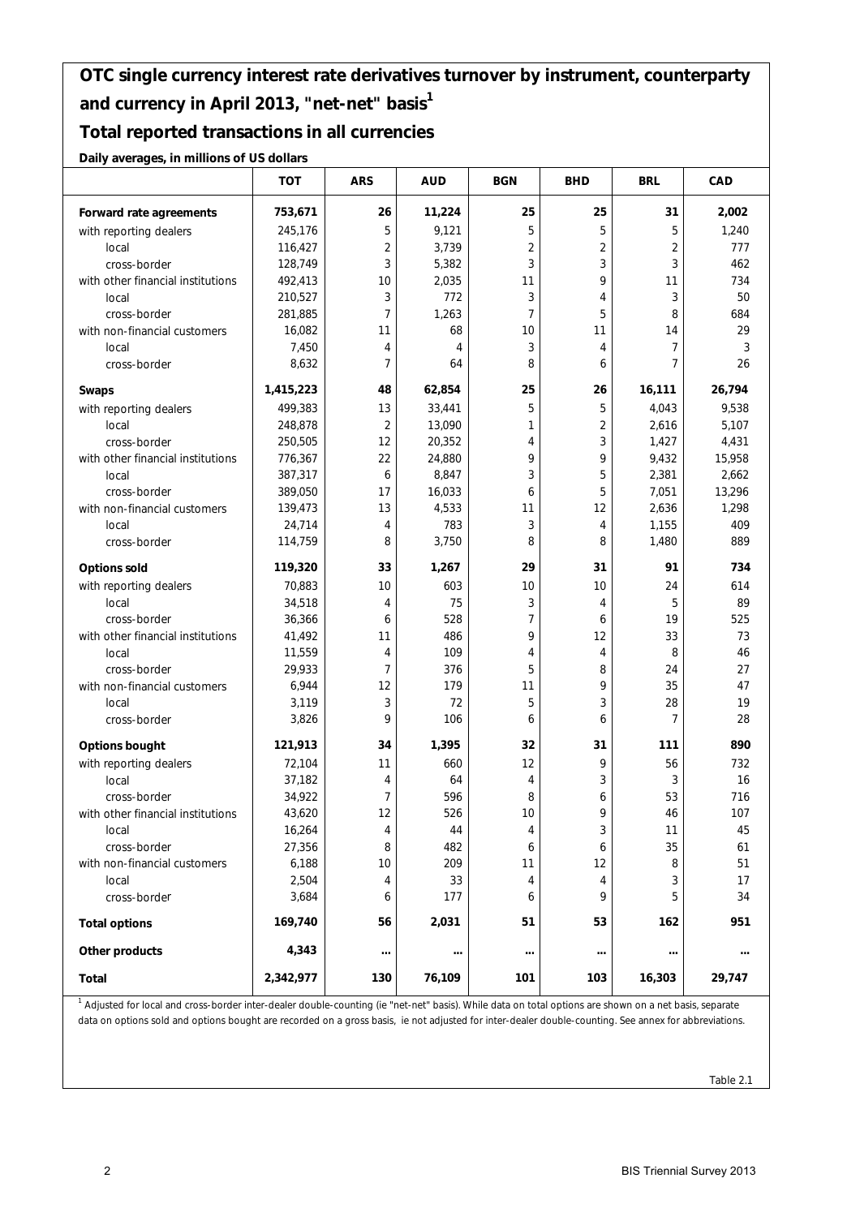# OTC single currency interest rate derivatives turnover by instrument, counterparty and currency in April 2013, "net-net" basis[1]

## Total reported transactions in all currencies

**Daily averages, in millions of US dollars**

| | TOT | ARS | AUD | BGN | BHD | BRL | CAD |
|---|---|---|---|---|---|---|---|
| **Forward rate agreements** | **753,671** | **26** | **11,224** | **25** | **25** | **31** | **2,002** |
| with reporting dealers | 245,176 | 5 | 9,121 | 5 | 5 | 5 | 1,240 |
| local | 116,427 | 2 | 3,739 | 2 | 2 | 2 | 777 |
| cross-border | 128,749 | 3 | 5,382 | 3 | 3 | 3 | 462 |
| with other financial institutions | 492,413 | 10 | 2,035 | 11 | 9 | 11 | 734 |
| local | 210,527 | 3 | 772 | 3 | 4 | 3 | 50 |
| cross-border | 281,885 | 7 | 1,263 | 7 | 5 | 8 | 684 |
| with non-financial customers | 16,082 | 11 | 68 | 10 | 11 | 14 | 29 |
| local | 7,450 | 4 | 4 | 3 | 4 | 7 | 3 |
| cross-border | 8,632 | 7 | 64 | 8 | 6 | 7 | 26 |
| **Swaps** | **1,415,223** | **48** | **62,854** | **25** | **26** | **16,111** | **26,794** |
| with reporting dealers | 499,383 | 13 | 33,441 | 5 | 5 | 4,043 | 9,538 |
| local | 248,878 | 2 | 13,090 | 1 | 2 | 2,616 | 5,107 |
| cross-border | 250,505 | 12 | 20,352 | 4 | 3 | 1,427 | 4,431 |
| with other financial institutions | 776,367 | 22 | 24,880 | 9 | 9 | 9,432 | 15,958 |
| local | 387,317 | 6 | 8,847 | 3 | 5 | 2,381 | 2,662 |
| cross-border | 389,050 | 17 | 16,033 | 6 | 5 | 7,051 | 13,296 |
| with non-financial customers | 139,473 | 13 | 4,533 | 11 | 12 | 2,636 | 1,298 |
| local | 24,714 | 4 | 783 | 3 | 4 | 1,155 | 409 |
| cross-border | 114,759 | 8 | 3,750 | 8 | 8 | 1,480 | 889 |
| **Options sold** | **119,320** | **33** | **1,267** | **29** | **31** | **91** | **734** |
| with reporting dealers | 70,883 | 10 | 603 | 10 | 10 | 24 | 614 |
| local | 34,518 | 4 | 75 | 3 | 4 | 5 | 89 |
| cross-border | 36,366 | 6 | 528 | 7 | 6 | 19 | 525 |
| with other financial institutions | 41,492 | 11 | 486 | 9 | 12 | 33 | 73 |
| local | 11,559 | 4 | 109 | 4 | 4 | 8 | 46 |
| cross-border | 29,933 | 7 | 376 | 5 | 8 | 24 | 27 |
| with non-financial customers | 6,944 | 12 | 179 | 11 | 9 | 35 | 47 |
| local | 3,119 | 3 | 72 | 5 | 3 | 28 | 19 |
| cross-border | 3,826 | 9 | 106 | 6 | 6 | 7 | 28 |
| **Options bought** | **121,913** | **34** | **1,395** | **32** | **31** | **111** | **890** |
| with reporting dealers | 72,104 | 11 | 660 | 12 | 9 | 56 | 732 |
| local | 37,182 | 4 | 64 | 4 | 3 | 3 | 16 |
| cross-border | 34,922 | 7 | 596 | 8 | 6 | 53 | 716 |
| with other financial institutions | 43,620 | 12 | 526 | 10 | 9 | 46 | 107 |
| local | 16,264 | 4 | 44 | 4 | 3 | 11 | 45 |
| cross-border | 27,356 | 8 | 482 | 6 | 6 | 35 | 61 |
| with non-financial customers | 6,188 | 10 | 209 | 11 | 12 | 8 | 51 |
| local | 2,504 | 4 | 33 | 4 | 4 | 3 | 17 |
| cross-border | 3,684 | 6 | 177 | 6 | 9 | 5 | 34 |
| **Total options** | **169,740** | **56** | **2,031** | **51** | **53** | **162** | **951** |
| **Other products** | **4,343** | **...** | **...** | **...** | **...** | **...** | **...** |
| **Total** | **2,342,977** | **130** | **76,109** | **101** | **103** | **16,303** | **29,747** |

[1] Adjusted for local and cross-border inter-dealer double-counting (ie "net-net" basis). While data on total options are shown on a net basis, separate data on options sold and options bought are recorded on a gross basis, ie not adjusted for inter-dealer double-counting. See annex for abbreviations.

Table 2.1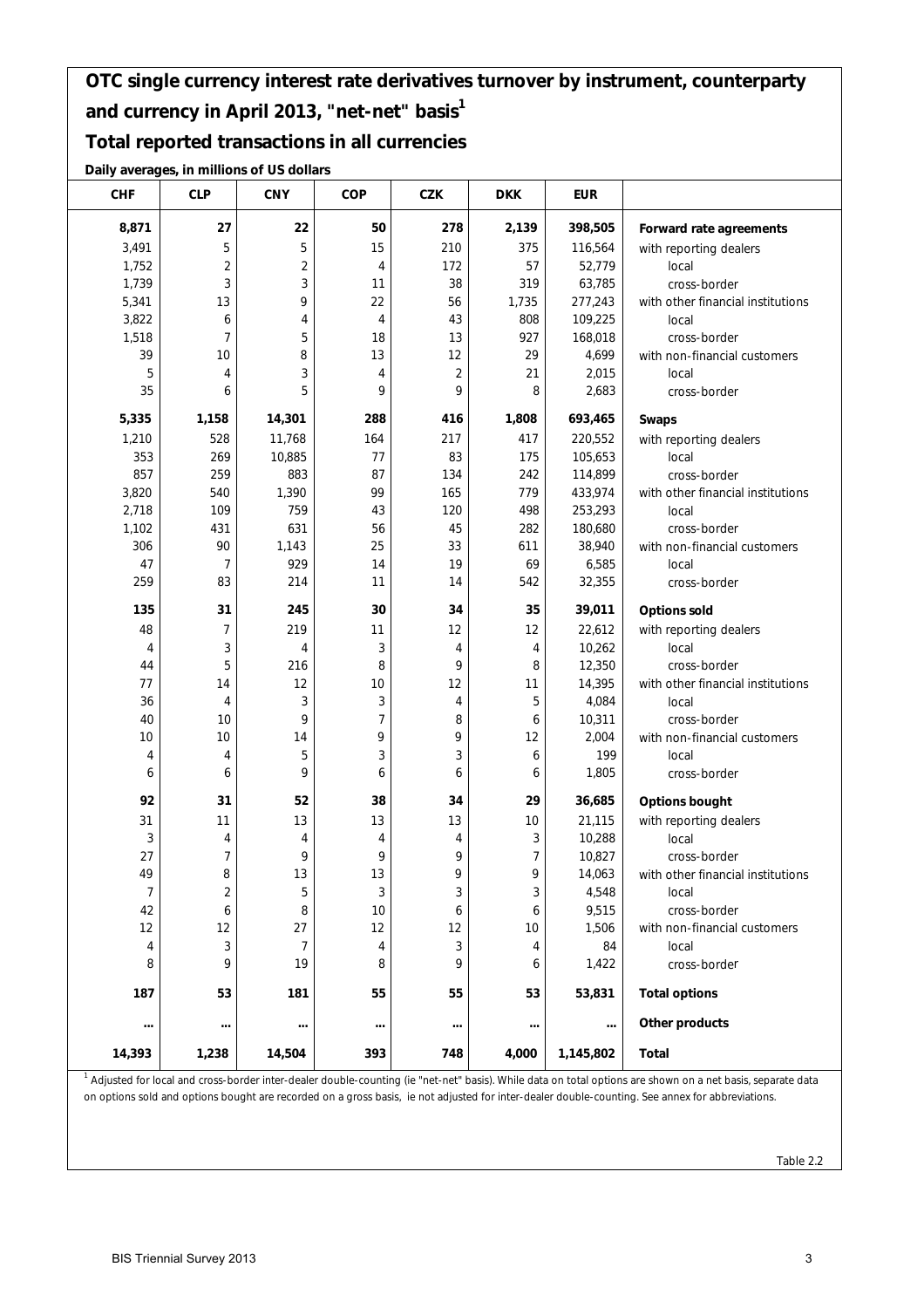# OTC single currency interest rate derivatives turnover by instrument, counterparty and currency in April 2013, "net-net" basis[1]

## Total reported transactions in all currencies

**Daily averages, in millions of US dollars**

| CHF | CLP | CNY | COP | CZK | DKK | EUR | |
|---|---|---|---|---|---|---|---|
| **8,871** | **27** | **22** | **50** | **278** | **2,139** | **398,505** | **Forward rate agreements** |
| 3,491 | 5 | 5 | 15 | 210 | 375 | 116,564 | with reporting dealers |
| 1,752 | 2 | 2 | 4 | 172 | 57 | 52,779 | local |
| 1,739 | 3 | 3 | 11 | 38 | 319 | 63,785 | cross-border |
| 5,341 | 13 | 9 | 22 | 56 | 1,735 | 277,243 | with other financial institutions |
| 3,822 | 6 | 4 | 4 | 43 | 808 | 109,225 | local |
| 1,518 | 7 | 5 | 18 | 13 | 927 | 168,018 | cross-border |
| 39 | 10 | 8 | 13 | 12 | 29 | 4,699 | with non-financial customers |
| 5 | 4 | 3 | 4 | 2 | 21 | 2,015 | local |
| 35 | 6 | 5 | 9 | 9 | 8 | 2,683 | cross-border |
| **5,335** | **1,158** | **14,301** | **288** | **416** | **1,808** | **693,465** | **Swaps** |
| 1,210 | 528 | 11,768 | 164 | 217 | 417 | 220,552 | with reporting dealers |
| 353 | 269 | 10,885 | 77 | 83 | 175 | 105,653 | local |
| 857 | 259 | 883 | 87 | 134 | 242 | 114,899 | cross-border |
| 3,820 | 540 | 1,390 | 99 | 165 | 779 | 433,974 | with other financial institutions |
| 2,718 | 109 | 759 | 43 | 120 | 498 | 253,293 | local |
| 1,102 | 431 | 631 | 56 | 45 | 282 | 180,680 | cross-border |
| 306 | 90 | 1,143 | 25 | 33 | 611 | 38,940 | with non-financial customers |
| 47 | 7 | 929 | 14 | 19 | 69 | 6,585 | local |
| 259 | 83 | 214 | 11 | 14 | 542 | 32,355 | cross-border |
| **135** | **31** | **245** | **30** | **34** | **35** | **39,011** | **Options sold** |
| 48 | 7 | 219 | 11 | 12 | 12 | 22,612 | with reporting dealers |
| 4 | 3 | 4 | 3 | 4 | 4 | 10,262 | local |
| 44 | 5 | 216 | 8 | 9 | 8 | 12,350 | cross-border |
| 77 | 14 | 12 | 10 | 12 | 11 | 14,395 | with other financial institutions |
| 36 | 4 | 3 | 3 | 4 | 5 | 4,084 | local |
| 40 | 10 | 9 | 7 | 8 | 6 | 10,311 | cross-border |
| 10 | 10 | 14 | 9 | 9 | 12 | 2,004 | with non-financial customers |
| 4 | 4 | 5 | 3 | 3 | 6 | 199 | local |
| 6 | 6 | 9 | 6 | 6 | 6 | 1,805 | cross-border |
| **92** | **31** | **52** | **38** | **34** | **29** | **36,685** | **Options bought** |
| 31 | 11 | 13 | 13 | 13 | 10 | 21,115 | with reporting dealers |
| 3 | 4 | 4 | 4 | 4 | 3 | 10,288 | local |
| 27 | 7 | 9 | 9 | 9 | 7 | 10,827 | cross-border |
| 49 | 8 | 13 | 13 | 9 | 9 | 14,063 | with other financial institutions |
| 7 | 2 | 5 | 3 | 3 | 3 | 4,548 | local |
| 42 | 6 | 8 | 10 | 6 | 6 | 9,515 | cross-border |
| 12 | 12 | 27 | 12 | 12 | 10 | 1,506 | with non-financial customers |
| 4 | 3 | 7 | 4 | 3 | 4 | 84 | local |
| 8 | 9 | 19 | 8 | 9 | 6 | 1,422 | cross-border |
| **187** | **53** | **181** | **55** | **55** | **53** | **53,831** | **Total options** |
| **...** | **...** | **...** | **...** | **...** | **...** | **...** | **Other products** |
| **14,393** | **1,238** | **14,504** | **393** | **748** | **4,000** | **1,145,802** | **Total** |

[1] Adjusted for local and cross-border inter-dealer double-counting (ie "net-net" basis). While data on total options are shown on a net basis, separate data on options sold and options bought are recorded on a gross basis, ie not adjusted for inter-dealer double-counting. See annex for abbreviations.

Table 2.2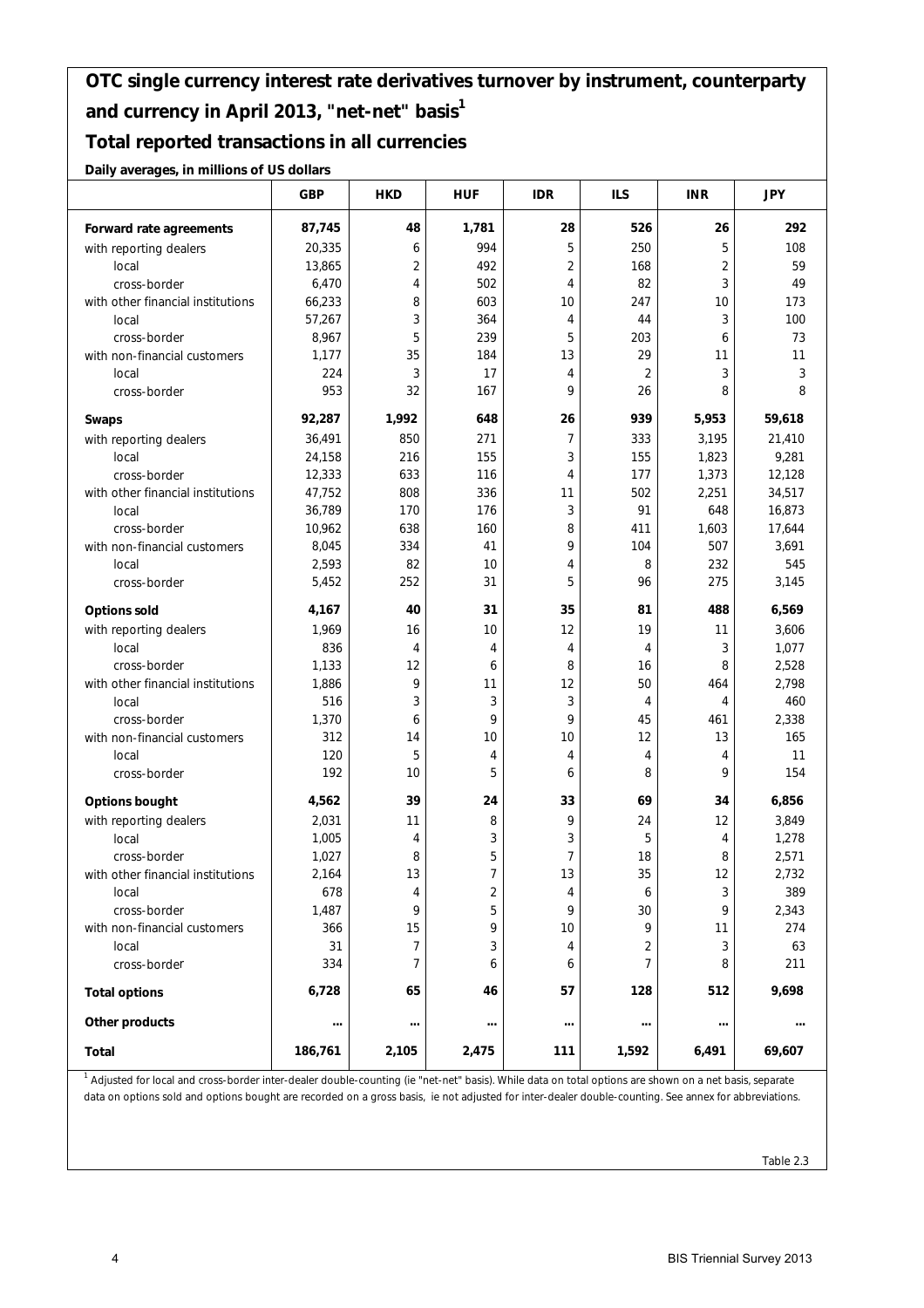## OTC single currency interest rate derivatives turnover by instrument, counterparty and currency in April 2013, "net-net" basis[1]

## Total reported transactions in all currencies

**Daily averages, in millions of US dollars**

| | GBP | HKD | HUF | IDR | ILS | INR | JPY |
|---|---|---|---|---|---|---|---|
| **Forward rate agreements** | **87,745** | **48** | **1,781** | **28** | **526** | **26** | **292** |
| with reporting dealers | 20,335 | 6 | 994 | 5 | 250 | 5 | 108 |
| local | 13,865 | 2 | 492 | 2 | 168 | 2 | 59 |
| cross-border | 6,470 | 4 | 502 | 4 | 82 | 3 | 49 |
| with other financial institutions | 66,233 | 8 | 603 | 10 | 247 | 10 | 173 |
| local | 57,267 | 3 | 364 | 4 | 44 | 3 | 100 |
| cross-border | 8,967 | 5 | 239 | 5 | 203 | 6 | 73 |
| with non-financial customers | 1,177 | 35 | 184 | 13 | 29 | 11 | 11 |
| local | 224 | 3 | 17 | 4 | 2 | 3 | 3 |
| cross-border | 953 | 32 | 167 | 9 | 26 | 8 | 8 |
| **Swaps** | **92,287** | **1,992** | **648** | **26** | **939** | **5,953** | **59,618** |
| with reporting dealers | 36,491 | 850 | 271 | 7 | 333 | 3,195 | 21,410 |
| local | 24,158 | 216 | 155 | 3 | 155 | 1,823 | 9,281 |
| cross-border | 12,333 | 633 | 116 | 4 | 177 | 1,373 | 12,128 |
| with other financial institutions | 47,752 | 808 | 336 | 11 | 502 | 2,251 | 34,517 |
| local | 36,789 | 170 | 176 | 3 | 91 | 648 | 16,873 |
| cross-border | 10,962 | 638 | 160 | 8 | 411 | 1,603 | 17,644 |
| with non-financial customers | 8,045 | 334 | 41 | 9 | 104 | 507 | 3,691 |
| local | 2,593 | 82 | 10 | 4 | 8 | 232 | 545 |
| cross-border | 5,452 | 252 | 31 | 5 | 96 | 275 | 3,145 |
| **Options sold** | **4,167** | **40** | **31** | **35** | **81** | **488** | **6,569** |
| with reporting dealers | 1,969 | 16 | 10 | 12 | 19 | 11 | 3,606 |
| local | 836 | 4 | 4 | 4 | 4 | 3 | 1,077 |
| cross-border | 1,133 | 12 | 6 | 8 | 16 | 8 | 2,528 |
| with other financial institutions | 1,886 | 9 | 11 | 12 | 50 | 464 | 2,798 |
| local | 516 | 3 | 3 | 3 | 4 | 4 | 460 |
| cross-border | 1,370 | 6 | 9 | 9 | 45 | 461 | 2,338 |
| with non-financial customers | 312 | 14 | 10 | 10 | 12 | 13 | 165 |
| local | 120 | 5 | 4 | 4 | 4 | 4 | 11 |
| cross-border | 192 | 10 | 5 | 6 | 8 | 9 | 154 |
| **Options bought** | **4,562** | **39** | **24** | **33** | **69** | **34** | **6,856** |
| with reporting dealers | 2,031 | 11 | 8 | 9 | 24 | 12 | 3,849 |
| local | 1,005 | 4 | 3 | 3 | 5 | 4 | 1,278 |
| cross-border | 1,027 | 8 | 5 | 7 | 18 | 8 | 2,571 |
| with other financial institutions | 2,164 | 13 | 7 | 13 | 35 | 12 | 2,732 |
| local | 678 | 4 | 2 | 4 | 6 | 3 | 389 |
| cross-border | 1,487 | 9 | 5 | 9 | 30 | 9 | 2,343 |
| with non-financial customers | 366 | 15 | 9 | 10 | 9 | 11 | 274 |
| local | 31 | 7 | 3 | 4 | 2 | 3 | 63 |
| cross-border | 334 | 7 | 6 | 6 | 7 | 8 | 211 |
| **Total options** | **6,728** | **65** | **46** | **57** | **128** | **512** | **9,698** |
| **Other products** | **...** | **...** | **...** | **...** | **...** | **...** | **...** |
| **Total** | **186,761** | **2,105** | **2,475** | **111** | **1,592** | **6,491** | **69,607** |

[1] Adjusted for local and cross-border inter-dealer double-counting (ie "net-net" basis). While data on total options are shown on a net basis, separate data on options sold and options bought are recorded on a gross basis, ie not adjusted for inter-dealer double-counting. See annex for abbreviations.

Table 2.3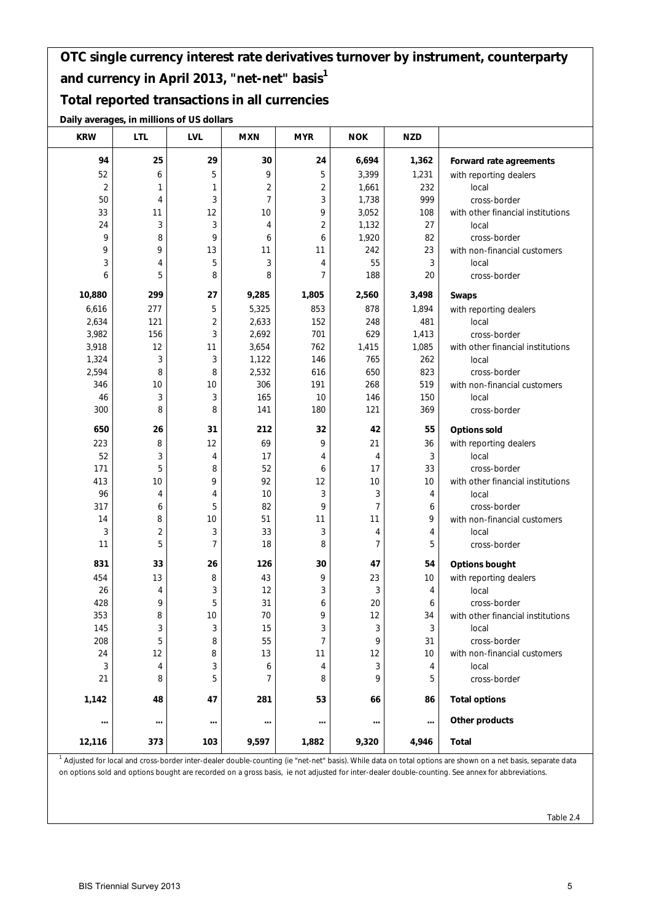# OTC single currency interest rate derivatives turnover by instrument, counterparty and currency in April 2013, "net-net" basis[1]

## Total reported transactions in all currencies

**Daily averages, in millions of US dollars**

| KRW | LTL | LVL | MXN | MYR | NOK | NZD | |
|---|---|---|---|---|---|---|---|
| **94** | **25** | **29** | **30** | **24** | **6,694** | **1,362** | **Forward rate agreements** |
| 52 | 6 | 5 | 9 | 5 | 3,399 | 1,231 | with reporting dealers |
| 2 | 1 | 1 | 2 | 2 | 1,661 | 232 | local |
| 50 | 4 | 3 | 7 | 3 | 1,738 | 999 | cross-border |
| 33 | 11 | 12 | 10 | 9 | 3,052 | 108 | with other financial institutions |
| 24 | 3 | 3 | 4 | 2 | 1,132 | 27 | local |
| 9 | 8 | 9 | 6 | 6 | 1,920 | 82 | cross-border |
| 9 | 9 | 13 | 11 | 11 | 242 | 23 | with non-financial customers |
| 3 | 4 | 5 | 3 | 4 | 55 | 3 | local |
| 6 | 5 | 8 | 8 | 7 | 188 | 20 | cross-border |
| **10,880** | **299** | **27** | **9,285** | **1,805** | **2,560** | **3,498** | **Swaps** |
| 6,616 | 277 | 5 | 5,325 | 853 | 878 | 1,894 | with reporting dealers |
| 2,634 | 121 | 2 | 2,633 | 152 | 248 | 481 | local |
| 3,982 | 156 | 3 | 2,692 | 701 | 629 | 1,413 | cross-border |
| 3,918 | 12 | 11 | 3,654 | 762 | 1,415 | 1,085 | with other financial institutions |
| 1,324 | 3 | 3 | 1,122 | 146 | 765 | 262 | local |
| 2,594 | 8 | 8 | 2,532 | 616 | 650 | 823 | cross-border |
| 346 | 10 | 10 | 306 | 191 | 268 | 519 | with non-financial customers |
| 46 | 3 | 3 | 165 | 10 | 146 | 150 | local |
| 300 | 8 | 8 | 141 | 180 | 121 | 369 | cross-border |
| **650** | **26** | **31** | **212** | **32** | **42** | **55** | **Options sold** |
| 223 | 8 | 12 | 69 | 9 | 21 | 36 | with reporting dealers |
| 52 | 3 | 4 | 17 | 4 | 4 | 3 | local |
| 171 | 5 | 8 | 52 | 6 | 17 | 33 | cross-border |
| 413 | 10 | 9 | 92 | 12 | 10 | 10 | with other financial institutions |
| 96 | 4 | 4 | 10 | 3 | 3 | 4 | local |
| 317 | 6 | 5 | 82 | 9 | 7 | 6 | cross-border |
| 14 | 8 | 10 | 51 | 11 | 11 | 9 | with non-financial customers |
| 3 | 2 | 3 | 33 | 3 | 4 | 4 | local |
| 11 | 5 | 7 | 18 | 8 | 7 | 5 | cross-border |
| **831** | **33** | **26** | **126** | **30** | **47** | **54** | **Options bought** |
| 454 | 13 | 8 | 43 | 9 | 23 | 10 | with reporting dealers |
| 26 | 4 | 3 | 12 | 3 | 3 | 4 | local |
| 428 | 9 | 5 | 31 | 6 | 20 | 6 | cross-border |
| 353 | 8 | 10 | 70 | 9 | 12 | 34 | with other financial institutions |
| 145 | 3 | 3 | 15 | 3 | 3 | 3 | local |
| 208 | 5 | 8 | 55 | 7 | 9 | 31 | cross-border |
| 24 | 12 | 8 | 13 | 11 | 12 | 10 | with non-financial customers |
| 3 | 4 | 3 | 6 | 4 | 3 | 4 | local |
| 21 | 8 | 5 | 7 | 8 | 9 | 5 | cross-border |
| **1,142** | **48** | **47** | **281** | **53** | **66** | **86** | **Total options** |
| **...** | **...** | **...** | **...** | **...** | **...** | **...** | **Other products** |
| **12,116** | **373** | **103** | **9,597** | **1,882** | **9,320** | **4,946** | **Total** |

[1] Adjusted for local and cross-border inter-dealer double-counting (ie "net-net" basis). While data on total options are shown on a net basis, separate data on options sold and options bought are recorded on a gross basis, ie not adjusted for inter-dealer double-counting. See annex for abbreviations.

Table 2.4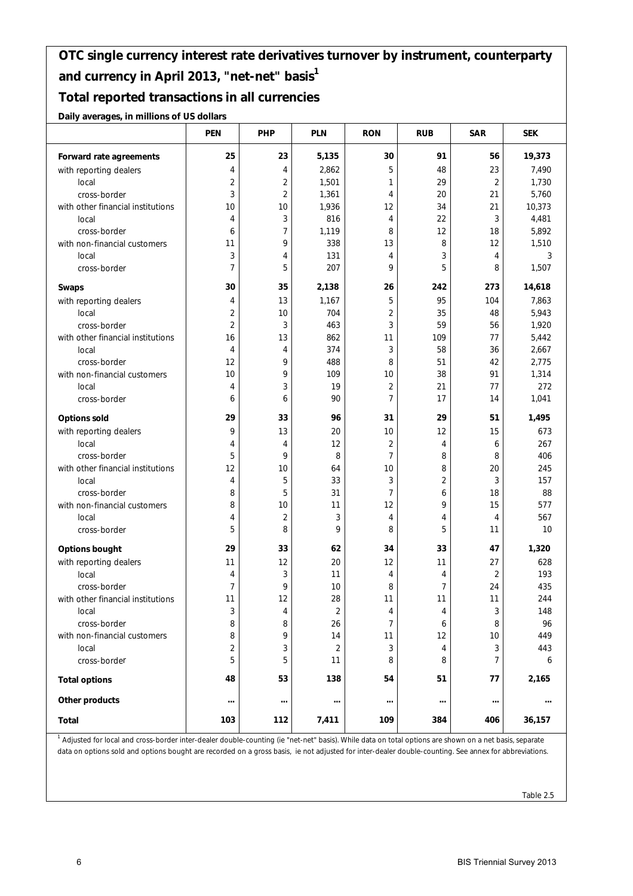## OTC single currency interest rate derivatives turnover by instrument, counterparty and currency in April 2013, "net-net" basis[1]

### Total reported transactions in all currencies

**Daily averages, in millions of US dollars**

| | PEN | PHP | PLN | RON | RUB | SAR | SEK |
|---|---|---|---|---|---|---|---|
| **Forward rate agreements** | **25** | **23** | **5,135** | **30** | **91** | **56** | **19,373** |
| with reporting dealers | 4 | 4 | 2,862 | 5 | 48 | 23 | 7,490 |
| local | 2 | 2 | 1,501 | 1 | 29 | 2 | 1,730 |
| cross-border | 3 | 2 | 1,361 | 4 | 20 | 21 | 5,760 |
| with other financial institutions | 10 | 10 | 1,936 | 12 | 34 | 21 | 10,373 |
| local | 4 | 3 | 816 | 4 | 22 | 3 | 4,481 |
| cross-border | 6 | 7 | 1,119 | 8 | 12 | 18 | 5,892 |
| with non-financial customers | 11 | 9 | 338 | 13 | 8 | 12 | 1,510 |
| local | 3 | 4 | 131 | 4 | 3 | 4 | 3 |
| cross-border | 7 | 5 | 207 | 9 | 5 | 8 | 1,507 |
| **Swaps** | **30** | **35** | **2,138** | **26** | **242** | **273** | **14,618** |
| with reporting dealers | 4 | 13 | 1,167 | 5 | 95 | 104 | 7,863 |
| local | 2 | 10 | 704 | 2 | 35 | 48 | 5,943 |
| cross-border | 2 | 3 | 463 | 3 | 59 | 56 | 1,920 |
| with other financial institutions | 16 | 13 | 862 | 11 | 109 | 77 | 5,442 |
| local | 4 | 4 | 374 | 3 | 58 | 36 | 2,667 |
| cross-border | 12 | 9 | 488 | 8 | 51 | 42 | 2,775 |
| with non-financial customers | 10 | 9 | 109 | 10 | 38 | 91 | 1,314 |
| local | 4 | 3 | 19 | 2 | 21 | 77 | 272 |
| cross-border | 6 | 6 | 90 | 7 | 17 | 14 | 1,041 |
| **Options sold** | **29** | **33** | **96** | **31** | **29** | **51** | **1,495** |
| with reporting dealers | 9 | 13 | 20 | 10 | 12 | 15 | 673 |
| local | 4 | 4 | 12 | 2 | 4 | 6 | 267 |
| cross-border | 5 | 9 | 8 | 7 | 8 | 8 | 406 |
| with other financial institutions | 12 | 10 | 64 | 10 | 8 | 20 | 245 |
| local | 4 | 5 | 33 | 3 | 2 | 3 | 157 |
| cross-border | 8 | 5 | 31 | 7 | 6 | 18 | 88 |
| with non-financial customers | 8 | 10 | 11 | 12 | 9 | 15 | 577 |
| local | 4 | 2 | 3 | 4 | 4 | 4 | 567 |
| cross-border | 5 | 8 | 9 | 8 | 5 | 11 | 10 |
| **Options bought** | **29** | **33** | **62** | **34** | **33** | **47** | **1,320** |
| with reporting dealers | 11 | 12 | 20 | 12 | 11 | 27 | 628 |
| local | 4 | 3 | 11 | 4 | 4 | 2 | 193 |
| cross-border | 7 | 9 | 10 | 8 | 7 | 24 | 435 |
| with other financial institutions | 11 | 12 | 28 | 11 | 11 | 11 | 244 |
| local | 3 | 4 | 2 | 4 | 4 | 3 | 148 |
| cross-border | 8 | 8 | 26 | 7 | 6 | 8 | 96 |
| with non-financial customers | 8 | 9 | 14 | 11 | 12 | 10 | 449 |
| local | 2 | 3 | 2 | 3 | 4 | 3 | 443 |
| cross-border | 5 | 5 | 11 | 8 | 8 | 7 | 6 |
| **Total options** | **48** | **53** | **138** | **54** | **51** | **77** | **2,165** |
| **Other products** | **...** | **...** | **...** | **...** | **...** | **...** | **...** |
| **Total** | **103** | **112** | **7,411** | **109** | **384** | **406** | **36,157** |

[1] Adjusted for local and cross-border inter-dealer double-counting (ie "net-net" basis). While data on total options are shown on a net basis, separate data on options sold and options bought are recorded on a gross basis, ie not adjusted for inter-dealer double-counting. See annex for abbreviations.

Table 2.5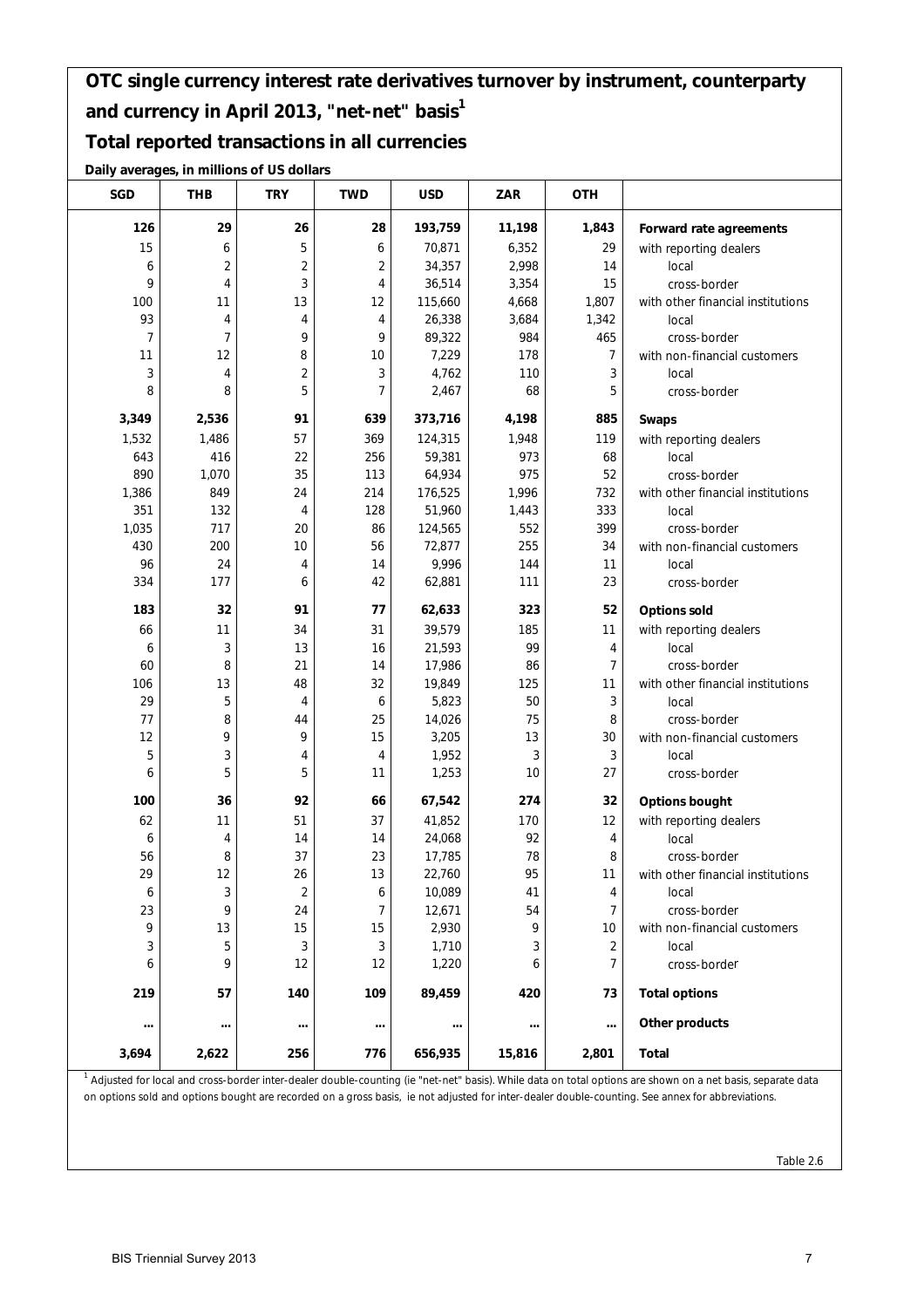# OTC single currency interest rate derivatives turnover by instrument, counterparty and currency in April 2013, "net-net" basis[1]

## Total reported transactions in all currencies

**Daily averages, in millions of US dollars**

| SGD | THB | TRY | TWD | USD | ZAR | OTH | |
|---|---|---|---|---|---|---|---|
| **126** | **29** | **26** | **28** | **193,759** | **11,198** | **1,843** | **Forward rate agreements** |
| 15 | 6 | 5 | 6 | 70,871 | 6,352 | 29 | with reporting dealers |
| 6 | 2 | 2 | 2 | 34,357 | 2,998 | 14 | local |
| 9 | 4 | 3 | 4 | 36,514 | 3,354 | 15 | cross-border |
| 100 | 11 | 13 | 12 | 115,660 | 4,668 | 1,807 | with other financial institutions |
| 93 | 4 | 4 | 4 | 26,338 | 3,684 | 1,342 | local |
| 7 | 7 | 9 | 9 | 89,322 | 984 | 465 | cross-border |
| 11 | 12 | 8 | 10 | 7,229 | 178 | 7 | with non-financial customers |
| 3 | 4 | 2 | 3 | 4,762 | 110 | 3 | local |
| 8 | 8 | 5 | 7 | 2,467 | 68 | 5 | cross-border |
| **3,349** | **2,536** | **91** | **639** | **373,716** | **4,198** | **885** | **Swaps** |
| 1,532 | 1,486 | 57 | 369 | 124,315 | 1,948 | 119 | with reporting dealers |
| 643 | 416 | 22 | 256 | 59,381 | 973 | 68 | local |
| 890 | 1,070 | 35 | 113 | 64,934 | 975 | 52 | cross-border |
| 1,386 | 849 | 24 | 214 | 176,525 | 1,996 | 732 | with other financial institutions |
| 351 | 132 | 4 | 128 | 51,960 | 1,443 | 333 | local |
| 1,035 | 717 | 20 | 86 | 124,565 | 552 | 399 | cross-border |
| 430 | 200 | 10 | 56 | 72,877 | 255 | 34 | with non-financial customers |
| 96 | 24 | 4 | 14 | 9,996 | 144 | 11 | local |
| 334 | 177 | 6 | 42 | 62,881 | 111 | 23 | cross-border |
| **183** | **32** | **91** | **77** | **62,633** | **323** | **52** | **Options sold** |
| 66 | 11 | 34 | 31 | 39,579 | 185 | 11 | with reporting dealers |
| 6 | 3 | 13 | 16 | 21,593 | 99 | 4 | local |
| 60 | 8 | 21 | 14 | 17,986 | 86 | 7 | cross-border |
| 106 | 13 | 48 | 32 | 19,849 | 125 | 11 | with other financial institutions |
| 29 | 5 | 4 | 6 | 5,823 | 50 | 3 | local |
| 77 | 8 | 44 | 25 | 14,026 | 75 | 8 | cross-border |
| 12 | 9 | 9 | 15 | 3,205 | 13 | 30 | with non-financial customers |
| 5 | 3 | 4 | 4 | 1,952 | 3 | 3 | local |
| 6 | 5 | 5 | 11 | 1,253 | 10 | 27 | cross-border |
| **100** | **36** | **92** | **66** | **67,542** | **274** | **32** | **Options bought** |
| 62 | 11 | 51 | 37 | 41,852 | 170 | 12 | with reporting dealers |
| 6 | 4 | 14 | 14 | 24,068 | 92 | 4 | local |
| 56 | 8 | 37 | 23 | 17,785 | 78 | 8 | cross-border |
| 29 | 12 | 26 | 13 | 22,760 | 95 | 11 | with other financial institutions |
| 6 | 3 | 2 | 6 | 10,089 | 41 | 4 | local |
| 23 | 9 | 24 | 7 | 12,671 | 54 | 7 | cross-border |
| 9 | 13 | 15 | 15 | 2,930 | 9 | 10 | with non-financial customers |
| 3 | 5 | 3 | 3 | 1,710 | 3 | 2 | local |
| 6 | 9 | 12 | 12 | 1,220 | 6 | 7 | cross-border |
| **219** | **57** | **140** | **109** | **89,459** | **420** | **73** | **Total options** |
| ... | ... | ... | ... | ... | ... | ... | **Other products** |
| **3,694** | **2,622** | **256** | **776** | **656,935** | **15,816** | **2,801** | **Total** |

[1] Adjusted for local and cross-border inter-dealer double-counting (ie "net-net" basis). While data on total options are shown on a net basis, separate data on options sold and options bought are recorded on a gross basis, ie not adjusted for inter-dealer double-counting. See annex for abbreviations.

Table 2.6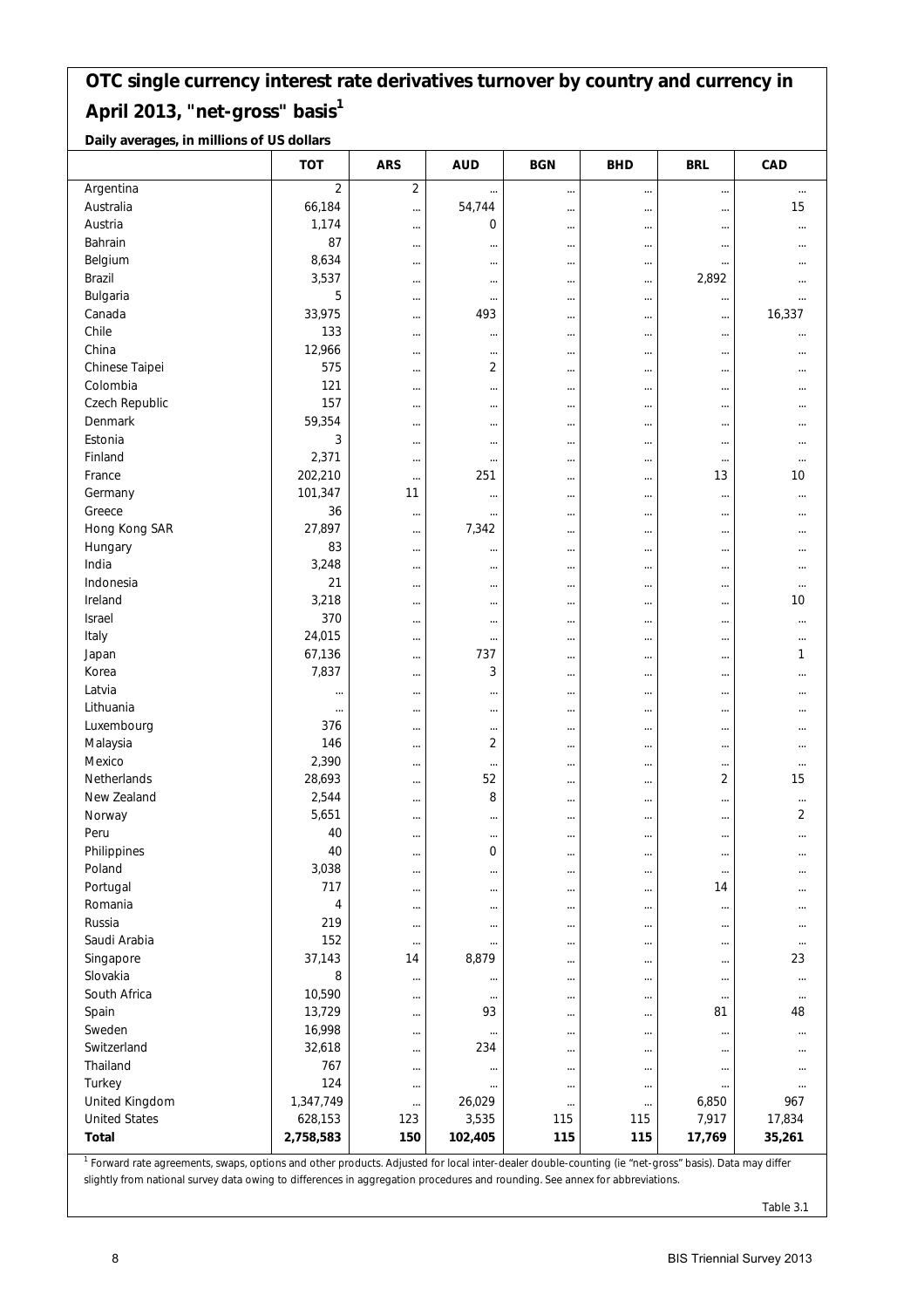## OTC single currency interest rate derivatives turnover by country and currency in April 2013, "net-gross" basis[1]

**Daily averages, in millions of US dollars**

| | TOT | ARS | AUD | BGN | BHD | BRL | CAD |
|---|---|---|---|---|---|---|---|
| Argentina | 2 | 2 | ... | ... | ... | ... | ... |
| Australia | 66,184 | ... | 54,744 | ... | ... | ... | 15 |
| Austria | 1,174 | ... | 0 | ... | ... | ... | ... |
| Bahrain | 87 | ... | ... | ... | ... | ... | ... |
| Belgium | 8,634 | ... | ... | ... | ... | ... | ... |
| Brazil | 3,537 | ... | ... | ... | ... | 2,892 | ... |
| Bulgaria | 5 | ... | ... | ... | ... | ... | ... |
| Canada | 33,975 | ... | 493 | ... | ... | ... | 16,337 |
| Chile | 133 | ... | ... | ... | ... | ... | ... |
| China | 12,966 | ... | ... | ... | ... | ... | ... |
| Chinese Taipei | 575 | ... | 2 | ... | ... | ... | ... |
| Colombia | 121 | ... | ... | ... | ... | ... | ... |
| Czech Republic | 157 | ... | ... | ... | ... | ... | ... |
| Denmark | 59,354 | ... | ... | ... | ... | ... | ... |
| Estonia | 3 | ... | ... | ... | ... | ... | ... |
| Finland | 2,371 | ... | ... | ... | ... | ... | ... |
| France | 202,210 | ... | 251 | ... | ... | 13 | 10 |
| Germany | 101,347 | 11 | ... | ... | ... | ... | ... |
| Greece | 36 | ... | ... | ... | ... | ... | ... |
| Hong Kong SAR | 27,897 | ... | 7,342 | ... | ... | ... | ... |
| Hungary | 83 | ... | ... | ... | ... | ... | ... |
| India | 3,248 | ... | ... | ... | ... | ... | ... |
| Indonesia | 21 | ... | ... | ... | ... | ... | ... |
| Ireland | 3,218 | ... | ... | ... | ... | ... | 10 |
| Israel | 370 | ... | ... | ... | ... | ... | ... |
| Italy | 24,015 | ... | ... | ... | ... | ... | ... |
| Japan | 67,136 | ... | 737 | ... | ... | ... | 1 |
| Korea | 7,837 | ... | 3 | ... | ... | ... | ... |
| Latvia | ... | ... | ... | ... | ... | ... | ... |
| Lithuania | ... | ... | ... | ... | ... | ... | ... |
| Luxembourg | 376 | ... | ... | ... | ... | ... | ... |
| Malaysia | 146 | ... | 2 | ... | ... | ... | ... |
| Mexico | 2,390 | ... | ... | ... | ... | ... | ... |
| Netherlands | 28,693 | ... | 52 | ... | ... | 2 | 15 |
| New Zealand | 2,544 | ... | 8 | ... | ... | ... | ... |
| Norway | 5,651 | ... | ... | ... | ... | ... | 2 |
| Peru | 40 | ... | ... | ... | ... | ... | ... |
| Philippines | 40 | ... | 0 | ... | ... | ... | ... |
| Poland | 3,038 | ... | ... | ... | ... | ... | ... |
| Portugal | 717 | ... | ... | ... | ... | 14 | ... |
| Romania | 4 | ... | ... | ... | ... | ... | ... |
| Russia | 219 | ... | ... | ... | ... | ... | ... |
| Saudi Arabia | 152 | ... | ... | ... | ... | ... | ... |
| Singapore | 37,143 | 14 | 8,879 | ... | ... | ... | 23 |
| Slovakia | 8 | ... | ... | ... | ... | ... | ... |
| South Africa | 10,590 | ... | ... | ... | ... | ... | ... |
| Spain | 13,729 | ... | 93 | ... | ... | 81 | 48 |
| Sweden | 16,998 | ... | ... | ... | ... | ... | ... |
| Switzerland | 32,618 | ... | 234 | ... | ... | ... | ... |
| Thailand | 767 | ... | ... | ... | ... | ... | ... |
| Turkey | 124 | ... | ... | ... | ... | ... | ... |
| United Kingdom | 1,347,749 | ... | 26,029 | ... | ... | 6,850 | 967 |
| United States | 628,153 | 123 | 3,535 | 115 | 115 | 7,917 | 17,834 |
| **Total** | **2,758,583** | **150** | **102,405** | **115** | **115** | **17,769** | **35,261** |

[1] Forward rate agreements, swaps, options and other products. Adjusted for local inter-dealer double-counting (ie "net-gross" basis). Data may differ slightly from national survey data owing to differences in aggregation procedures and rounding. See annex for abbreviations.

Table 3.1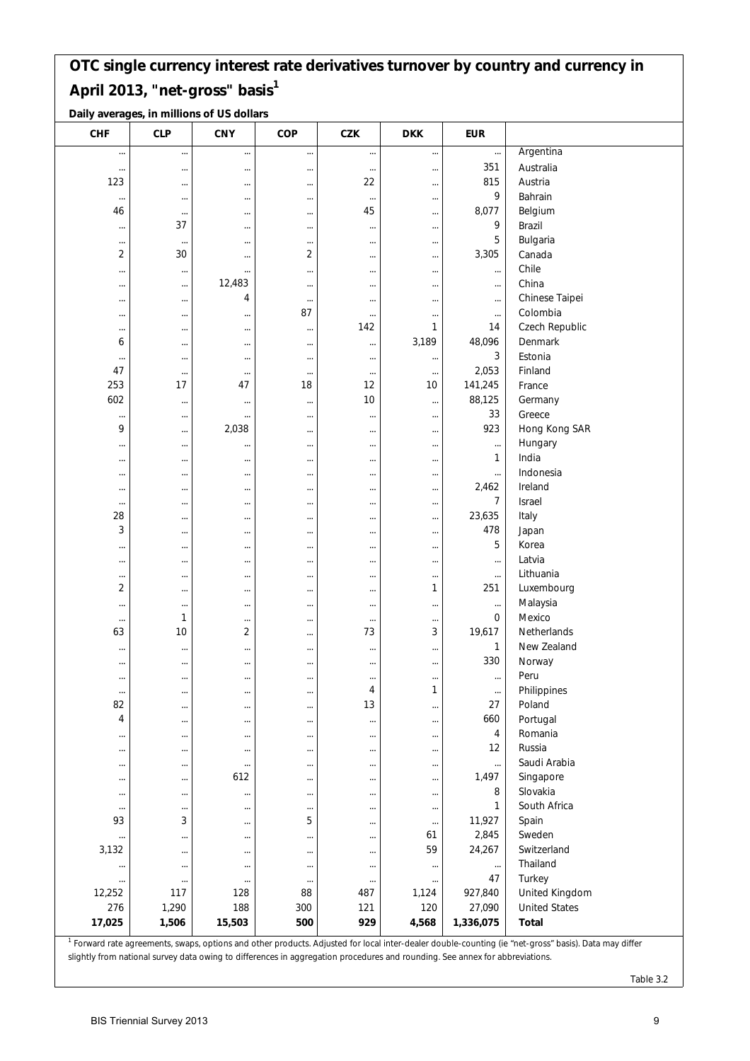## OTC single currency interest rate derivatives turnover by country and currency in April 2013, "net-gross" basis[1]

**Daily averages, in millions of US dollars**

| CHF | CLP | CNY | COP | CZK | DKK | EUR | |
|---|---|---|---|---|---|---|---|
| ... | ... | ... | ... | ... | ... | ... | Argentina |
| ... | ... | ... | ... | ... | ... | 351 | Australia |
| 123 | ... | ... | ... | 22 | ... | 815 | Austria |
| ... | ... | ... | ... | ... | ... | 9 | Bahrain |
| 46 | ... | ... | ... | 45 | ... | 8,077 | Belgium |
| ... | 37 | ... | ... | ... | ... | 9 | Brazil |
| ... | ... | ... | ... | ... | ... | 5 | Bulgaria |
| 2 | 30 | ... | 2 | ... | ... | 3,305 | Canada |
| ... | ... | ... | ... | ... | ... | ... | Chile |
| ... | ... | 12,483 | ... | ... | ... | ... | China |
| ... | ... | 4 | ... | ... | ... | ... | Chinese Taipei |
| ... | ... | ... | 87 | ... | ... | ... | Colombia |
| ... | ... | ... | ... | 142 | 1 | 14 | Czech Republic |
| 6 | ... | ... | ... | ... | 3,189 | 48,096 | Denmark |
| ... | ... | ... | ... | ... | ... | 3 | Estonia |
| 47 | ... | ... | ... | ... | ... | 2,053 | Finland |
| 253 | 17 | 47 | 18 | 12 | 10 | 141,245 | France |
| 602 | ... | ... | ... | 10 | ... | 88,125 | Germany |
| ... | ... | ... | ... | ... | ... | 33 | Greece |
| 9 | ... | 2,038 | ... | ... | ... | 923 | Hong Kong SAR |
| ... | ... | ... | ... | ... | ... | ... | Hungary |
| ... | ... | ... | ... | ... | ... | 1 | India |
| ... | ... | ... | ... | ... | ... | ... | Indonesia |
| ... | ... | ... | ... | ... | ... | 2,462 | Ireland |
| ... | ... | ... | ... | ... | ... | 7 | Israel |
| 28 | ... | ... | ... | ... | ... | 23,635 | Italy |
| 3 | ... | ... | ... | ... | ... | 478 | Japan |
| ... | ... | ... | ... | ... | ... | 5 | Korea |
| ... | ... | ... | ... | ... | ... | ... | Latvia |
| ... | ... | ... | ... | ... | ... | ... | Lithuania |
| 2 | ... | ... | ... | ... | 1 | 251 | Luxembourg |
| ... | ... | ... | ... | ... | ... | ... | Malaysia |
| ... | 1 | ... | ... | ... | ... | 0 | Mexico |
| 63 | 10 | 2 | ... | 73 | 3 | 19,617 | Netherlands |
| ... | ... | ... | ... | ... | ... | 1 | New Zealand |
| ... | ... | ... | ... | ... | ... | 330 | Norway |
| ... | ... | ... | ... | ... | ... | ... | Peru |
| ... | ... | ... | ... | 4 | 1 | ... | Philippines |
| 82 | ... | ... | ... | 13 | ... | 27 | Poland |
| 4 | ... | ... | ... | ... | ... | 660 | Portugal |
| ... | ... | ... | ... | ... | ... | 4 | Romania |
| ... | ... | ... | ... | ... | ... | 12 | Russia |
| ... | ... | ... | ... | ... | ... | ... | Saudi Arabia |
| ... | ... | 612 | ... | ... | ... | 1,497 | Singapore |
| ... | ... | ... | ... | ... | ... | 8 | Slovakia |
| ... | ... | ... | ... | ... | ... | 1 | South Africa |
| 93 | 3 | ... | 5 | ... | ... | 11,927 | Spain |
| ... | ... | ... | ... | ... | 61 | 2,845 | Sweden |
| 3,132 | ... | ... | ... | ... | 59 | 24,267 | Switzerland |
| ... | ... | ... | ... | ... | ... | ... | Thailand |
| ... | ... | ... | ... | ... | ... | 47 | Turkey |
| 12,252 | 117 | 128 | 88 | 487 | 1,124 | 927,840 | United Kingdom |
| 276 | 1,290 | 188 | 300 | 121 | 120 | 27,090 | United States |
| **17,025** | **1,506** | **15,503** | **500** | **929** | **4,568** | **1,336,075** | **Total** |

[1] Forward rate agreements, swaps, options and other products. Adjusted for local inter-dealer double-counting (ie "net-gross" basis). Data may differ slightly from national survey data owing to differences in aggregation procedures and rounding. See annex for abbreviations.

Table 3.2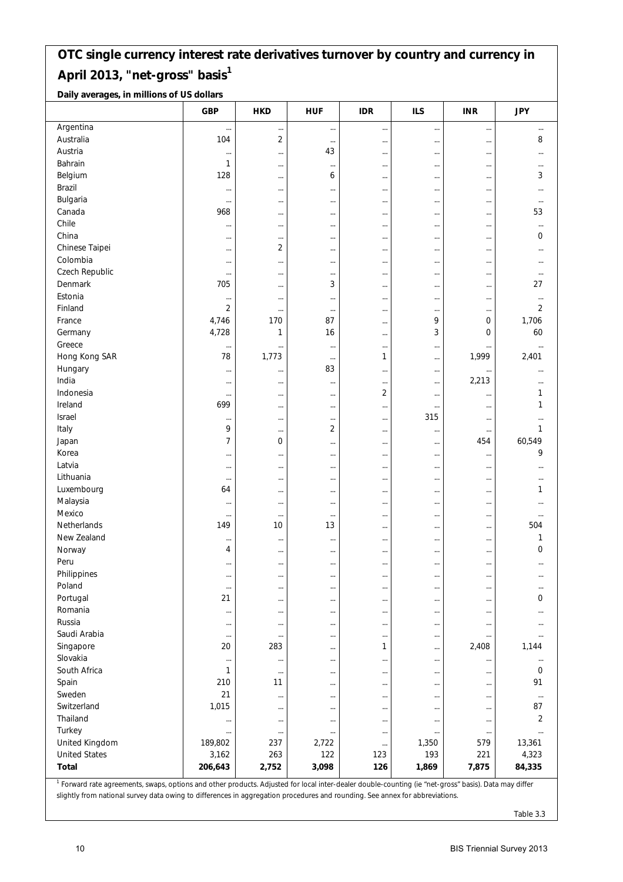## OTC single currency interest rate derivatives turnover by country and currency in April 2013, "net-gross" basis[1]

**Daily averages, in millions of US dollars**

| | GBP | HKD | HUF | IDR | ILS | INR | JPY |
|---|---|---|---|---|---|---|---|
| Argentina | ... | ... | ... | ... | ... | ... | ... |
| Australia | 104 | 2 | ... | ... | ... | ... | 8 |
| Austria | ... | ... | 43 | ... | ... | ... | ... |
| Bahrain | 1 | ... | ... | ... | ... | ... | ... |
| Belgium | 128 | ... | 6 | ... | ... | ... | 3 |
| Brazil | ... | ... | ... | ... | ... | ... | ... |
| Bulgaria | ... | ... | ... | ... | ... | ... | ... |
| Canada | 968 | ... | ... | ... | ... | ... | 53 |
| Chile | ... | ... | ... | ... | ... | ... | ... |
| China | ... | ... | ... | ... | ... | ... | 0 |
| Chinese Taipei | ... | 2 | ... | ... | ... | ... | ... |
| Colombia | ... | ... | ... | ... | ... | ... | ... |
| Czech Republic | ... | ... | ... | ... | ... | ... | ... |
| Denmark | 705 | ... | 3 | ... | ... | ... | 27 |
| Estonia | ... | ... | ... | ... | ... | ... | ... |
| Finland | 2 | ... | ... | ... | ... | ... | 2 |
| France | 4,746 | 170 | 87 | ... | 9 | 0 | 1,706 |
| Germany | 4,728 | 1 | 16 | ... | 3 | 0 | 60 |
| Greece | ... | ... | ... | ... | ... | ... | ... |
| Hong Kong SAR | 78 | 1,773 | ... | 1 | ... | 1,999 | 2,401 |
| Hungary | ... | ... | 83 | ... | ... | ... | ... |
| India | ... | ... | ... | ... | ... | 2,213 | ... |
| Indonesia | ... | ... | ... | 2 | ... | ... | 1 |
| Ireland | 699 | ... | ... | ... | ... | ... | 1 |
| Israel | ... | ... | ... | ... | 315 | ... | ... |
| Italy | 9 | ... | 2 | ... | ... | ... | 1 |
| Japan | 7 | 0 | ... | ... | ... | 454 | 60,549 |
| Korea | ... | ... | ... | ... | ... | ... | 9 |
| Latvia | ... | ... | ... | ... | ... | ... | ... |
| Lithuania | ... | ... | ... | ... | ... | ... | ... |
| Luxembourg | 64 | ... | ... | ... | ... | ... | 1 |
| Malaysia | ... | ... | ... | ... | ... | ... | ... |
| Mexico | ... | ... | ... | ... | ... | ... | ... |
| Netherlands | 149 | 10 | 13 | ... | ... | ... | 504 |
| New Zealand | ... | ... | ... | ... | ... | ... | 1 |
| Norway | 4 | ... | ... | ... | ... | ... | 0 |
| Peru | ... | ... | ... | ... | ... | ... | ... |
| Philippines | ... | ... | ... | ... | ... | ... | ... |
| Poland | ... | ... | ... | ... | ... | ... | ... |
| Portugal | 21 | ... | ... | ... | ... | ... | 0 |
| Romania | ... | ... | ... | ... | ... | ... | ... |
| Russia | ... | ... | ... | ... | ... | ... | ... |
| Saudi Arabia | ... | ... | ... | ... | ... | ... | ... |
| Singapore | 20 | 283 | ... | 1 | ... | 2,408 | 1,144 |
| Slovakia | ... | ... | ... | ... | ... | ... | ... |
| South Africa | 1 | ... | ... | ... | ... | ... | 0 |
| Spain | 210 | 11 | ... | ... | ... | ... | 91 |
| Sweden | 21 | ... | ... | ... | ... | ... | ... |
| Switzerland | 1,015 | ... | ... | ... | ... | ... | 87 |
| Thailand | ... | ... | ... | ... | ... | ... | 2 |
| Turkey | ... | ... | ... | ... | ... | ... | ... |
| United Kingdom | 189,802 | 237 | 2,722 | ... | 1,350 | 579 | 13,361 |
| United States | 3,162 | 263 | 122 | 123 | 193 | 221 | 4,323 |
| **Total** | **206,643** | **2,752** | **3,098** | **126** | **1,869** | **7,875** | **84,335** |

[1] Forward rate agreements, swaps, options and other products. Adjusted for local inter-dealer double-counting (ie "net-gross" basis). Data may differ slightly from national survey data owing to differences in aggregation procedures and rounding. See annex for abbreviations.

Table 3.3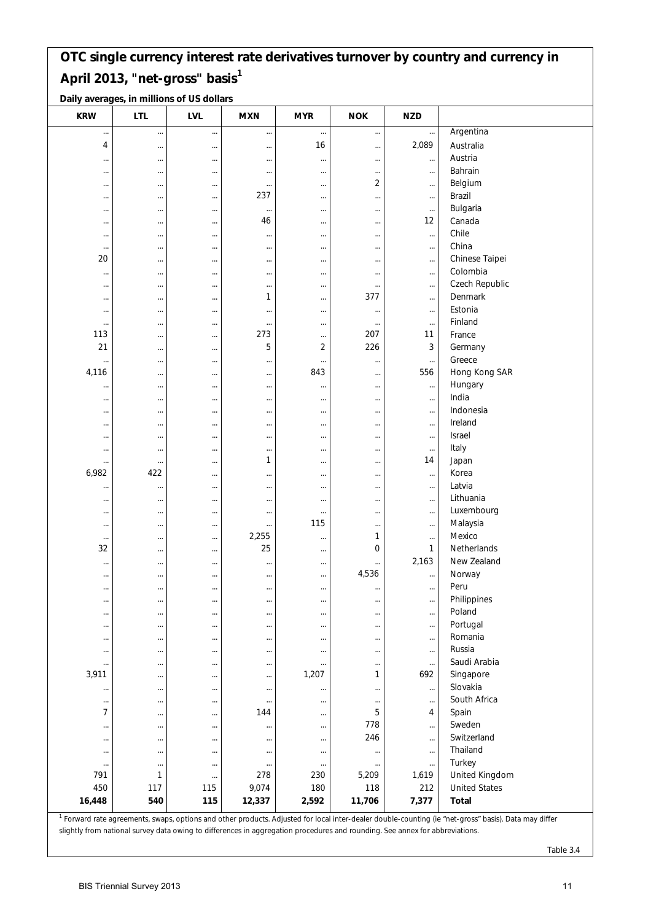## OTC single currency interest rate derivatives turnover by country and currency in April 2013, "net-gross" basis[1]

**Daily averages, in millions of US dollars**

| KRW | LTL | LVL | MXN | MYR | NOK | NZD | |
|---|---|---|---|---|---|---|---|
| ... | ... | ... | ... | ... | ... | ... | Argentina |
| 4 | ... | ... | ... | 16 | ... | 2,089 | Australia |
| ... | ... | ... | ... | ... | ... | ... | Austria |
| ... | ... | ... | ... | ... | ... | ... | Bahrain |
| ... | ... | ... | ... | ... | 2 | ... | Belgium |
| ... | ... | ... | 237 | ... | ... | ... | Brazil |
| ... | ... | ... | ... | ... | ... | ... | Bulgaria |
| ... | ... | ... | 46 | ... | ... | 12 | Canada |
| ... | ... | ... | ... | ... | ... | ... | Chile |
| ... | ... | ... | ... | ... | ... | ... | China |
| 20 | ... | ... | ... | ... | ... | ... | Chinese Taipei |
| ... | ... | ... | ... | ... | ... | ... | Colombia |
| ... | ... | ... | ... | ... | ... | ... | Czech Republic |
| ... | ... | ... | 1 | ... | 377 | ... | Denmark |
| ... | ... | ... | ... | ... | ... | ... | Estonia |
| ... | ... | ... | ... | ... | ... | ... | Finland |
| 113 | ... | ... | 273 | ... | 207 | 11 | France |
| 21 | ... | ... | 5 | 2 | 226 | 3 | Germany |
| ... | ... | ... | ... | ... | ... | ... | Greece |
| 4,116 | ... | ... | ... | 843 | ... | 556 | Hong Kong SAR |
| ... | ... | ... | ... | ... | ... | ... | Hungary |
| ... | ... | ... | ... | ... | ... | ... | India |
| ... | ... | ... | ... | ... | ... | ... | Indonesia |
| ... | ... | ... | ... | ... | ... | ... | Ireland |
| ... | ... | ... | ... | ... | ... | ... | Israel |
| ... | ... | ... | ... | ... | ... | ... | Italy |
| ... | ... | ... | 1 | ... | ... | 14 | Japan |
| 6,982 | 422 | ... | ... | ... | ... | ... | Korea |
| ... | ... | ... | ... | ... | ... | ... | Latvia |
| ... | ... | ... | ... | ... | ... | ... | Lithuania |
| ... | ... | ... | ... | ... | ... | ... | Luxembourg |
| ... | ... | ... | ... | 115 | ... | ... | Malaysia |
| ... | ... | ... | 2,255 | ... | 1 | ... | Mexico |
| 32 | ... | ... | 25 | ... | 0 | 1 | Netherlands |
| ... | ... | ... | ... | ... | ... | 2,163 | New Zealand |
| ... | ... | ... | ... | ... | 4,536 | ... | Norway |
| ... | ... | ... | ... | ... | ... | ... | Peru |
| ... | ... | ... | ... | ... | ... | ... | Philippines |
| ... | ... | ... | ... | ... | ... | ... | Poland |
| ... | ... | ... | ... | ... | ... | ... | Portugal |
| ... | ... | ... | ... | ... | ... | ... | Romania |
| ... | ... | ... | ... | ... | ... | ... | Russia |
| ... | ... | ... | ... | ... | ... | ... | Saudi Arabia |
| 3,911 | ... | ... | ... | 1,207 | 1 | 692 | Singapore |
| ... | ... | ... | ... | ... | ... | ... | Slovakia |
| ... | ... | ... | ... | ... | ... | ... | South Africa |
| 7 | ... | ... | 144 | ... | 5 | 4 | Spain |
| ... | ... | ... | ... | ... | 778 | ... | Sweden |
| ... | ... | ... | ... | ... | 246 | ... | Switzerland |
| ... | ... | ... | ... | ... | ... | ... | Thailand |
| ... | ... | ... | ... | ... | ... | ... | Turkey |
| 791 | 1 | ... | 278 | 230 | 5,209 | 1,619 | United Kingdom |
| 450 | 117 | 115 | 9,074 | 180 | 118 | 212 | United States |
| **16,448** | **540** | **115** | **12,337** | **2,592** | **11,706** | **7,377** | **Total** |

[1] Forward rate agreements, swaps, options and other products. Adjusted for local inter-dealer double-counting (ie "net-gross" basis). Data may differ slightly from national survey data owing to differences in aggregation procedures and rounding. See annex for abbreviations.

Table 3.4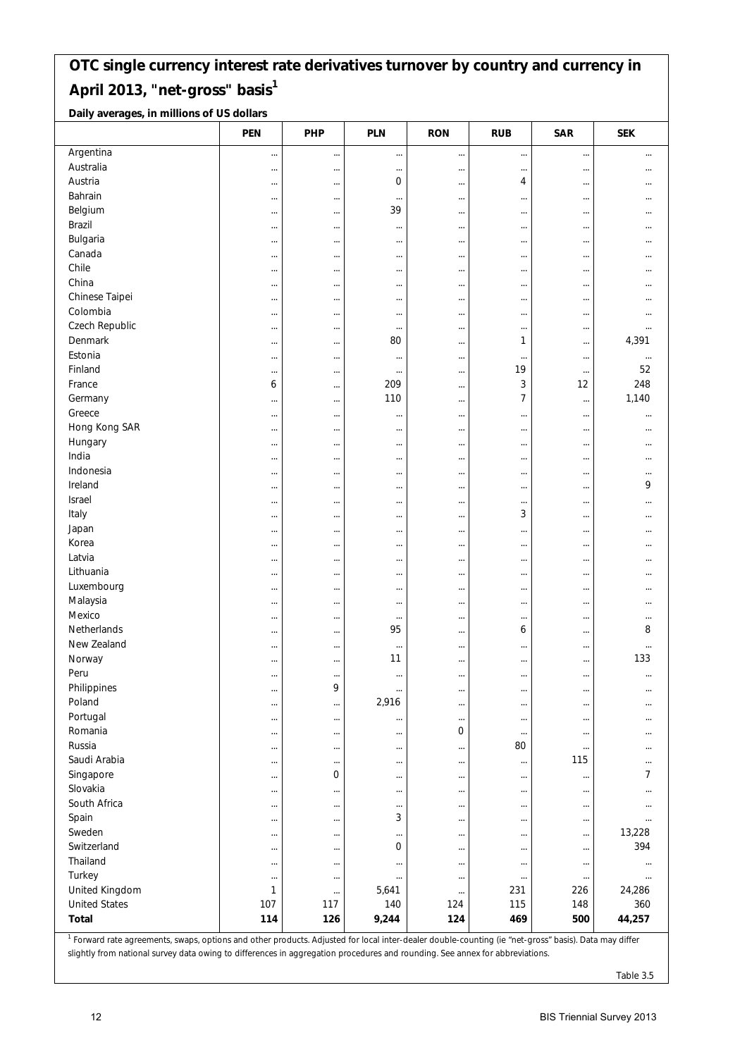## OTC single currency interest rate derivatives turnover by country and currency in April 2013, "net-gross" basis[1]

**Daily averages, in millions of US dollars**

| | PEN | PHP | PLN | RON | RUB | SAR | SEK |
|---|---|---|---|---|---|---|---|
| Argentina | ... | ... | ... | ... | ... | ... | ... |
| Australia | ... | ... | ... | ... | ... | ... | ... |
| Austria | ... | ... | 0 | ... | 4 | ... | ... |
| Bahrain | ... | ... | ... | ... | ... | ... | ... |
| Belgium | ... | ... | 39 | ... | ... | ... | ... |
| Brazil | ... | ... | ... | ... | ... | ... | ... |
| Bulgaria | ... | ... | ... | ... | ... | ... | ... |
| Canada | ... | ... | ... | ... | ... | ... | ... |
| Chile | ... | ... | ... | ... | ... | ... | ... |
| China | ... | ... | ... | ... | ... | ... | ... |
| Chinese Taipei | ... | ... | ... | ... | ... | ... | ... |
| Colombia | ... | ... | ... | ... | ... | ... | ... |
| Czech Republic | ... | ... | ... | ... | ... | ... | ... |
| Denmark | ... | ... | 80 | ... | 1 | ... | 4,391 |
| Estonia | ... | ... | ... | ... | ... | ... | ... |
| Finland | ... | ... | ... | ... | 19 | ... | 52 |
| France | 6 | ... | 209 | ... | 3 | 12 | 248 |
| Germany | ... | ... | 110 | ... | 7 | ... | 1,140 |
| Greece | ... | ... | ... | ... | ... | ... | ... |
| Hong Kong SAR | ... | ... | ... | ... | ... | ... | ... |
| Hungary | ... | ... | ... | ... | ... | ... | ... |
| India | ... | ... | ... | ... | ... | ... | ... |
| Indonesia | ... | ... | ... | ... | ... | ... | ... |
| Ireland | ... | ... | ... | ... | ... | ... | 9 |
| Israel | ... | ... | ... | ... | ... | ... | ... |
| Italy | ... | ... | ... | ... | 3 | ... | ... |
| Japan | ... | ... | ... | ... | ... | ... | ... |
| Korea | ... | ... | ... | ... | ... | ... | ... |
| Latvia | ... | ... | ... | ... | ... | ... | ... |
| Lithuania | ... | ... | ... | ... | ... | ... | ... |
| Luxembourg | ... | ... | ... | ... | ... | ... | ... |
| Malaysia | ... | ... | ... | ... | ... | ... | ... |
| Mexico | ... | ... | ... | ... | ... | ... | ... |
| Netherlands | ... | ... | 95 | ... | 6 | ... | 8 |
| New Zealand | ... | ... | ... | ... | ... | ... | ... |
| Norway | ... | ... | 11 | ... | ... | ... | 133 |
| Peru | ... | ... | ... | ... | ... | ... | ... |
| Philippines | ... | 9 | ... | ... | ... | ... | ... |
| Poland | ... | ... | 2,916 | ... | ... | ... | ... |
| Portugal | ... | ... | ... | ... | ... | ... | ... |
| Romania | ... | ... | ... | 0 | ... | ... | ... |
| Russia | ... | ... | ... | ... | 80 | ... | ... |
| Saudi Arabia | ... | ... | ... | ... | ... | 115 | ... |
| Singapore | ... | 0 | ... | ... | ... | ... | 7 |
| Slovakia | ... | ... | ... | ... | ... | ... | ... |
| South Africa | ... | ... | ... | ... | ... | ... | ... |
| Spain | ... | ... | 3 | ... | ... | ... | ... |
| Sweden | ... | ... | ... | ... | ... | ... | 13,228 |
| Switzerland | ... | ... | 0 | ... | ... | ... | 394 |
| Thailand | ... | ... | ... | ... | ... | ... | ... |
| Turkey | ... | ... | ... | ... | ... | ... | ... |
| United Kingdom | 1 | ... | 5,641 | ... | 231 | 226 | 24,286 |
| United States | 107 | 117 | 140 | 124 | 115 | 148 | 360 |
| **Total** | **114** | **126** | **9,244** | **124** | **469** | **500** | **44,257** |

[1] Forward rate agreements, swaps, options and other products. Adjusted for local inter-dealer double-counting (ie "net-gross" basis). Data may differ slightly from national survey data owing to differences in aggregation procedures and rounding. See annex for abbreviations.

Table 3.5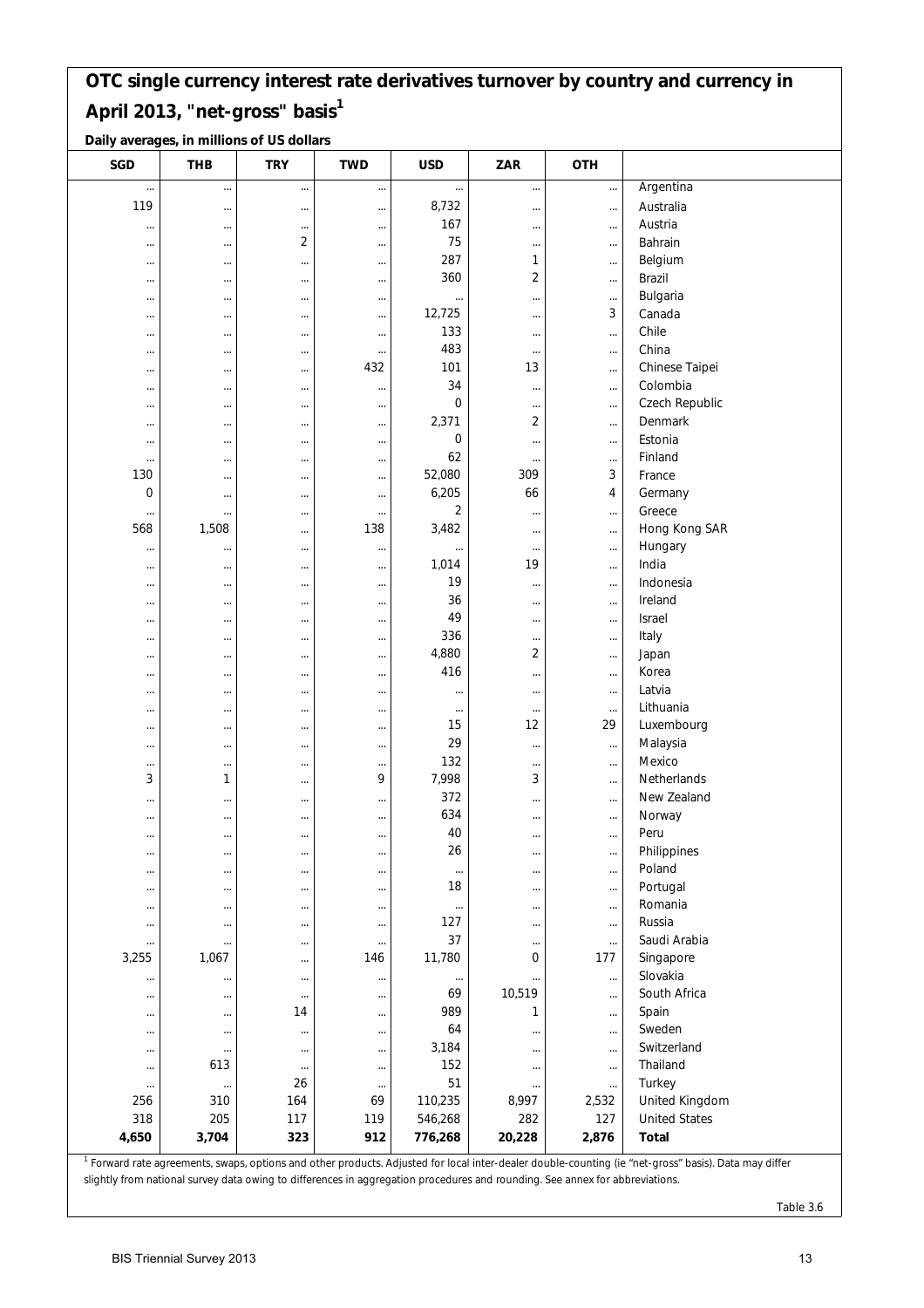## OTC single currency interest rate derivatives turnover by country and currency in April 2013, "net-gross" basis[1]

**Daily averages, in millions of US dollars**

| SGD | THB | TRY | TWD | USD | ZAR | OTH | |
|---|---|---|---|---|---|---|---|
| ... | ... | ... | ... | ... | ... | ... | Argentina |
| 119 | ... | ... | ... | 8,732 | ... | ... | Australia |
| ... | ... | ... | ... | 167 | ... | ... | Austria |
| ... | ... | 2 | ... | 75 | ... | ... | Bahrain |
| ... | ... | ... | ... | 287 | 1 | ... | Belgium |
| ... | ... | ... | ... | 360 | 2 | ... | Brazil |
| ... | ... | ... | ... | ... | ... | ... | Bulgaria |
| ... | ... | ... | ... | 12,725 | ... | 3 | Canada |
| ... | ... | ... | ... | 133 | ... | ... | Chile |
| ... | ... | ... | ... | 483 | ... | ... | China |
| ... | ... | ... | 432 | 101 | 13 | ... | Chinese Taipei |
| ... | ... | ... | ... | 34 | ... | ... | Colombia |
| ... | ... | ... | ... | 0 | ... | ... | Czech Republic |
| ... | ... | ... | ... | 2,371 | 2 | ... | Denmark |
| ... | ... | ... | ... | 0 | ... | ... | Estonia |
| ... | ... | ... | ... | 62 | ... | ... | Finland |
| 130 | ... | ... | ... | 52,080 | 309 | 3 | France |
| 0 | ... | ... | ... | 6,205 | 66 | 4 | Germany |
| ... | ... | ... | ... | 2 | ... | ... | Greece |
| 568 | 1,508 | ... | 138 | 3,482 | ... | ... | Hong Kong SAR |
| ... | ... | ... | ... | ... | ... | ... | Hungary |
| ... | ... | ... | ... | 1,014 | 19 | ... | India |
| ... | ... | ... | ... | 19 | ... | ... | Indonesia |
| ... | ... | ... | ... | 36 | ... | ... | Ireland |
| ... | ... | ... | ... | 49 | ... | ... | Israel |
| ... | ... | ... | ... | 336 | ... | ... | Italy |
| ... | ... | ... | ... | 4,880 | 2 | ... | Japan |
| ... | ... | ... | ... | 416 | ... | ... | Korea |
| ... | ... | ... | ... | ... | ... | ... | Latvia |
| ... | ... | ... | ... | ... | ... | ... | Lithuania |
| ... | ... | ... | ... | 15 | 12 | 29 | Luxembourg |
| ... | ... | ... | ... | 29 | ... | ... | Malaysia |
| ... | ... | ... | ... | 132 | ... | ... | Mexico |
| 3 | 1 | ... | 9 | 7,998 | 3 | ... | Netherlands |
| ... | ... | ... | ... | 372 | ... | ... | New Zealand |
| ... | ... | ... | ... | 634 | ... | ... | Norway |
| ... | ... | ... | ... | 40 | ... | ... | Peru |
| ... | ... | ... | ... | 26 | ... | ... | Philippines |
| ... | ... | ... | ... | ... | ... | ... | Poland |
| ... | ... | ... | ... | 18 | ... | ... | Portugal |
| ... | ... | ... | ... | ... | ... | ... | Romania |
| ... | ... | ... | ... | 127 | ... | ... | Russia |
| ... | ... | ... | ... | 37 | ... | ... | Saudi Arabia |
| 3,255 | 1,067 | ... | 146 | 11,780 | 0 | 177 | Singapore |
| ... | ... | ... | ... | ... | ... | ... | Slovakia |
| ... | ... | ... | ... | 69 | 10,519 | ... | South Africa |
| ... | ... | 14 | ... | 989 | 1 | ... | Spain |
| ... | ... | ... | ... | 64 | ... | ... | Sweden |
| ... | ... | ... | ... | 3,184 | ... | ... | Switzerland |
| ... | 613 | ... | ... | 152 | ... | ... | Thailand |
| ... | ... | 26 | ... | 51 | ... | ... | Turkey |
| 256 | 310 | 164 | 69 | 110,235 | 8,997 | 2,532 | United Kingdom |
| 318 | 205 | 117 | 119 | 546,268 | 282 | 127 | United States |
| **4,650** | **3,704** | **323** | **912** | **776,268** | **20,228** | **2,876** | **Total** |

[1] Forward rate agreements, swaps, options and other products. Adjusted for local inter-dealer double-counting (ie "net-gross" basis). Data may differ slightly from national survey data owing to differences in aggregation procedures and rounding. See annex for abbreviations.

Table 3.6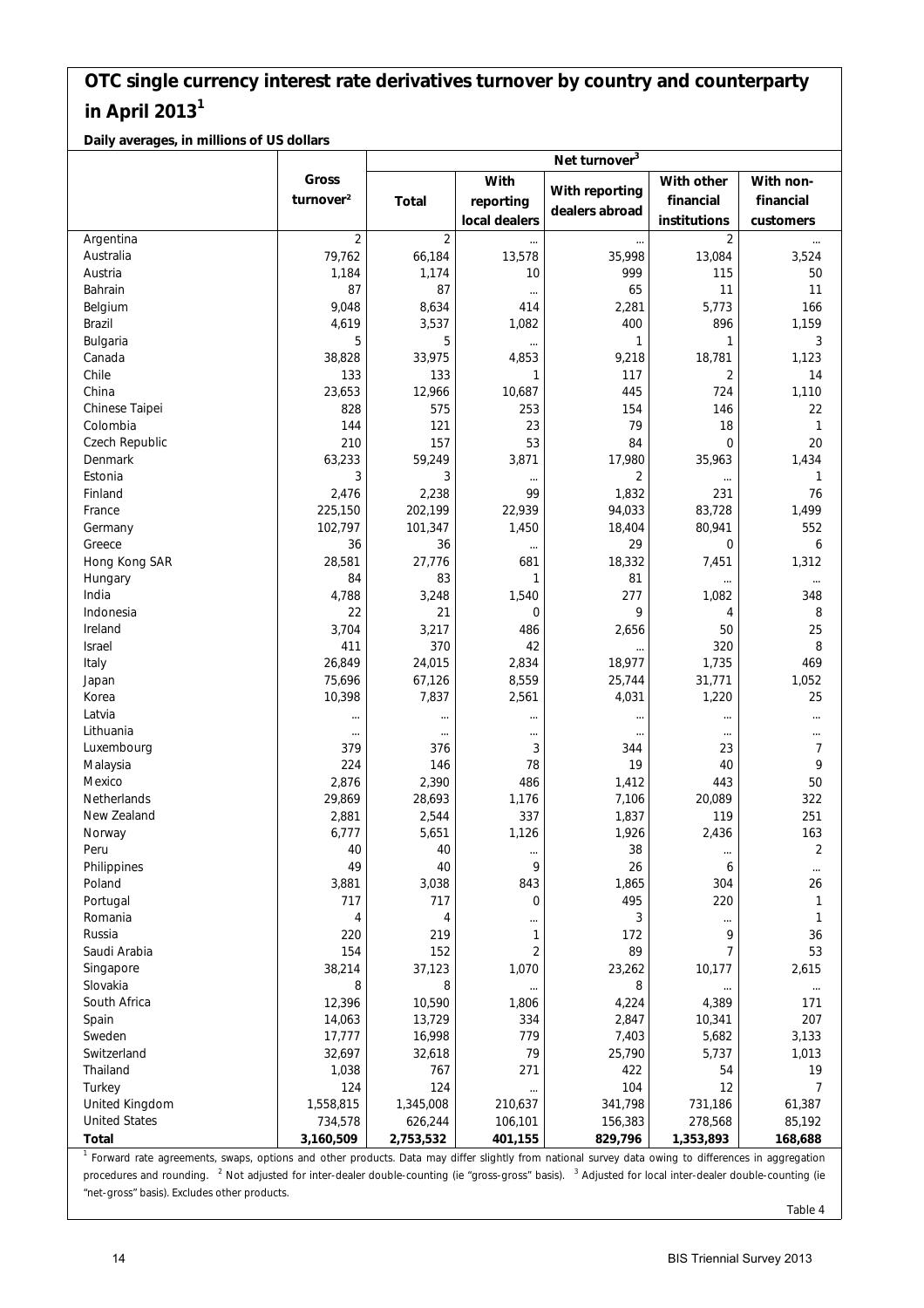## OTC single currency interest rate derivatives turnover by country and counterparty in April 2013[1]

**Daily averages, in millions of US dollars**

| | Gross turnover[2] | Net turnover[3] | | | | |
|---|---|---|---|---|---|---|
| | | Total | With reporting local dealers | With reporting dealers abroad | With other financial institutions | With non-financial customers |
| Argentina | 2 | 2 | ... | ... | 2 | ... |
| Australia | 79,762 | 66,184 | 13,578 | 35,998 | 13,084 | 3,524 |
| Austria | 1,184 | 1,174 | 10 | 999 | 115 | 50 |
| Bahrain | 87 | 87 | ... | 65 | 11 | 11 |
| Belgium | 9,048 | 8,634 | 414 | 2,281 | 5,773 | 166 |
| Brazil | 4,619 | 3,537 | 1,082 | 400 | 896 | 1,159 |
| Bulgaria | 5 | 5 | ... | 1 | 1 | 3 |
| Canada | 38,828 | 33,975 | 4,853 | 9,218 | 18,781 | 1,123 |
| Chile | 133 | 133 | 1 | 117 | 2 | 14 |
| China | 23,653 | 12,966 | 10,687 | 445 | 724 | 1,110 |
| Chinese Taipei | 828 | 575 | 253 | 154 | 146 | 22 |
| Colombia | 144 | 121 | 23 | 79 | 18 | 1 |
| Czech Republic | 210 | 157 | 53 | 84 | 0 | 20 |
| Denmark | 63,233 | 59,249 | 3,871 | 17,980 | 35,963 | 1,434 |
| Estonia | 3 | 3 | ... | 2 | ... | 1 |
| Finland | 2,476 | 2,238 | 99 | 1,832 | 231 | 76 |
| France | 225,150 | 202,199 | 22,939 | 94,033 | 83,728 | 1,499 |
| Germany | 102,797 | 101,347 | 1,450 | 18,404 | 80,941 | 552 |
| Greece | 36 | 36 | ... | 29 | 0 | 6 |
| Hong Kong SAR | 28,581 | 27,776 | 681 | 18,332 | 7,451 | 1,312 |
| Hungary | 84 | 83 | 1 | 81 | ... | ... |
| India | 4,788 | 3,248 | 1,540 | 277 | 1,082 | 348 |
| Indonesia | 22 | 21 | 0 | 9 | 4 | 8 |
| Ireland | 3,704 | 3,217 | 486 | 2,656 | 50 | 25 |
| Israel | 411 | 370 | 42 | ... | 320 | 8 |
| Italy | 26,849 | 24,015 | 2,834 | 18,977 | 1,735 | 469 |
| Japan | 75,696 | 67,126 | 8,559 | 25,744 | 31,771 | 1,052 |
| Korea | 10,398 | 7,837 | 2,561 | 4,031 | 1,220 | 25 |
| Latvia | ... | ... | ... | ... | ... | ... |
| Lithuania | ... | ... | ... | ... | ... | ... |
| Luxembourg | 379 | 376 | 3 | 344 | 23 | 7 |
| Malaysia | 224 | 146 | 78 | 19 | 40 | 9 |
| Mexico | 2,876 | 2,390 | 486 | 1,412 | 443 | 50 |
| Netherlands | 29,869 | 28,693 | 1,176 | 7,106 | 20,089 | 322 |
| New Zealand | 2,881 | 2,544 | 337 | 1,837 | 119 | 251 |
| Norway | 6,777 | 5,651 | 1,126 | 1,926 | 2,436 | 163 |
| Peru | 40 | 40 | ... | 38 | ... | 2 |
| Philippines | 49 | 40 | 9 | 26 | 6 | ... |
| Poland | 3,881 | 3,038 | 843 | 1,865 | 304 | 26 |
| Portugal | 717 | 717 | 0 | 495 | 220 | 1 |
| Romania | 4 | 4 | ... | 3 | ... | 1 |
| Russia | 220 | 219 | 1 | 172 | 9 | 36 |
| Saudi Arabia | 154 | 152 | 2 | 89 | 7 | 53 |
| Singapore | 38,214 | 37,123 | 1,070 | 23,262 | 10,177 | 2,615 |
| Slovakia | 8 | 8 | ... | 8 | ... | ... |
| South Africa | 12,396 | 10,590 | 1,806 | 4,224 | 4,389 | 171 |
| Spain | 14,063 | 13,729 | 334 | 2,847 | 10,341 | 207 |
| Sweden | 17,777 | 16,998 | 779 | 7,403 | 5,682 | 3,133 |
| Switzerland | 32,697 | 32,618 | 79 | 25,790 | 5,737 | 1,013 |
| Thailand | 1,038 | 767 | 271 | 422 | 54 | 19 |
| Turkey | 124 | 124 | ... | 104 | 12 | 7 |
| United Kingdom | 1,558,815 | 1,345,008 | 210,637 | 341,798 | 731,186 | 61,387 |
| United States | 734,578 | 626,244 | 106,101 | 156,383 | 278,568 | 85,192 |
| **Total** | **3,160,509** | **2,753,532** | **401,155** | **829,796** | **1,353,893** | **168,688** |

[1] Forward rate agreements, swaps, options and other products. Data may differ slightly from national survey data owing to differences in aggregation procedures and rounding. [2] Not adjusted for inter-dealer double-counting (ie "gross-gross" basis). [3] Adjusted for local inter-dealer double-counting (ie "net-gross" basis). Excludes other products.

Table 4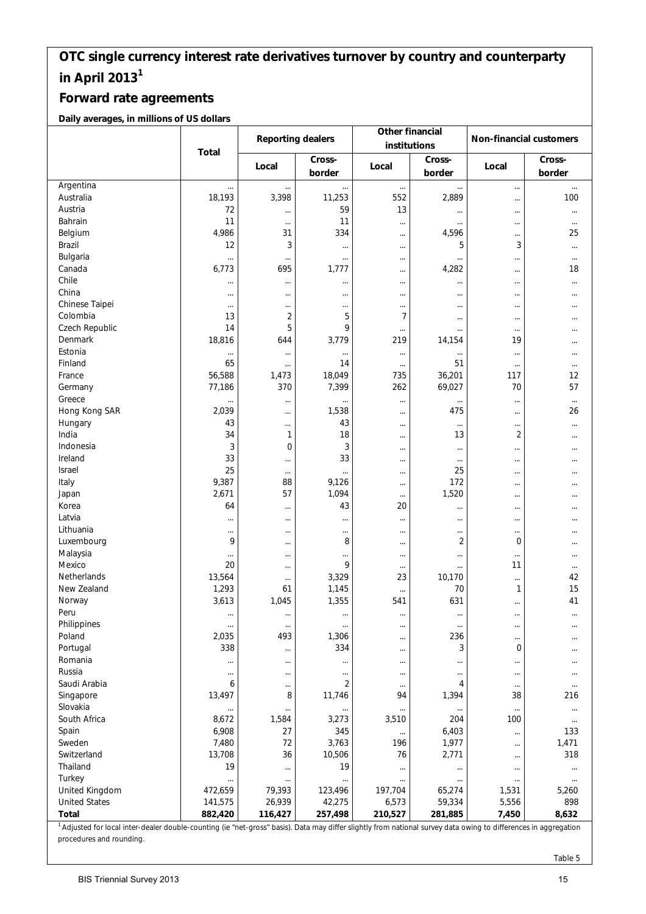# OTC single currency interest rate derivatives turnover by country and counterparty in April 2013[1]

## Forward rate agreements

**Daily averages, in millions of US dollars**

| | Total | Reporting dealers | | Other financial institutions | | Non-financial customers | |
|---|---|---|---|---|---|---|---|
| | | Local | Cross-border | Local | Cross-border | Local | Cross-border |
| Argentina | ... | ... | ... | ... | ... | ... | ... |
| Australia | 18,193 | 3,398 | 11,253 | 552 | 2,889 | ... | 100 |
| Austria | 72 | ... | 59 | 13 | ... | ... | ... |
| Bahrain | 11 | ... | 11 | ... | ... | ... | ... |
| Belgium | 4,986 | 31 | 334 | ... | 4,596 | ... | 25 |
| Brazil | 12 | 3 | ... | ... | 5 | 3 | ... |
| Bulgaria | ... | ... | ... | ... | ... | ... | ... |
| Canada | 6,773 | 695 | 1,777 | ... | 4,282 | ... | 18 |
| Chile | ... | ... | ... | ... | ... | ... | ... |
| China | ... | ... | ... | ... | ... | ... | ... |
| Chinese Taipei | ... | ... | ... | ... | ... | ... | ... |
| Colombia | 13 | 2 | 5 | 7 | ... | ... | ... |
| Czech Republic | 14 | 5 | 9 | ... | ... | ... | ... |
| Denmark | 18,816 | 644 | 3,779 | 219 | 14,154 | 19 | ... |
| Estonia | ... | ... | ... | ... | ... | ... | ... |
| Finland | 65 | ... | 14 | ... | 51 | ... | ... |
| France | 56,588 | 1,473 | 18,049 | 735 | 36,201 | 117 | 12 |
| Germany | 77,186 | 370 | 7,399 | 262 | 69,027 | 70 | 57 |
| Greece | ... | ... | ... | ... | ... | ... | ... |
| Hong Kong SAR | 2,039 | ... | 1,538 | ... | 475 | ... | 26 |
| Hungary | 43 | ... | 43 | ... | ... | ... | ... |
| India | 34 | 1 | 18 | ... | 13 | 2 | ... |
| Indonesia | 3 | 0 | 3 | ... | ... | ... | ... |
| Ireland | 33 | ... | 33 | ... | ... | ... | ... |
| Israel | 25 | ... | ... | ... | 25 | ... | ... |
| Italy | 9,387 | 88 | 9,126 | ... | 172 | ... | ... |
| Japan | 2,671 | 57 | 1,094 | ... | 1,520 | ... | ... |
| Korea | 64 | ... | 43 | 20 | ... | ... | ... |
| Latvia | ... | ... | ... | ... | ... | ... | ... |
| Lithuania | ... | ... | ... | ... | ... | ... | ... |
| Luxembourg | 9 | ... | 8 | ... | 2 | 0 | ... |
| Malaysia | ... | ... | ... | ... | ... | ... | ... |
| Mexico | 20 | ... | 9 | ... | ... | 11 | ... |
| Netherlands | 13,564 | ... | 3,329 | 23 | 10,170 | ... | 42 |
| New Zealand | 1,293 | 61 | 1,145 | ... | 70 | 1 | 15 |
| Norway | 3,613 | 1,045 | 1,355 | 541 | 631 | ... | 41 |
| Peru | ... | ... | ... | ... | ... | ... | ... |
| Philippines | ... | ... | ... | ... | ... | ... | ... |
| Poland | 2,035 | 493 | 1,306 | ... | 236 | ... | ... |
| Portugal | 338 | ... | 334 | ... | 3 | 0 | ... |
| Romania | ... | ... | ... | ... | ... | ... | ... |
| Russia | ... | ... | ... | ... | ... | ... | ... |
| Saudi Arabia | 6 | ... | 2 | ... | 4 | ... | ... |
| Singapore | 13,497 | 8 | 11,746 | 94 | 1,394 | 38 | 216 |
| Slovakia | ... | ... | ... | ... | ... | ... | ... |
| South Africa | 8,672 | 1,584 | 3,273 | 3,510 | 204 | 100 | ... |
| Spain | 6,908 | 27 | 345 | ... | 6,403 | ... | 133 |
| Sweden | 7,480 | 72 | 3,763 | 196 | 1,977 | ... | 1,471 |
| Switzerland | 13,708 | 36 | 10,506 | 76 | 2,771 | ... | 318 |
| Thailand | 19 | ... | 19 | ... | ... | ... | ... |
| Turkey | ... | ... | ... | ... | ... | ... | ... |
| United Kingdom | 472,659 | 79,393 | 123,496 | 197,704 | 65,274 | 1,531 | 5,260 |
| United States | 141,575 | 26,939 | 42,275 | 6,573 | 59,334 | 5,556 | 898 |
| **Total** | **882,420** | **116,427** | **257,498** | **210,527** | **281,885** | **7,450** | **8,632** |

[1] Adjusted for local inter-dealer double-counting (ie "net-gross" basis). Data may differ slightly from national survey data owing to differences in aggregation procedures and rounding.

Table 5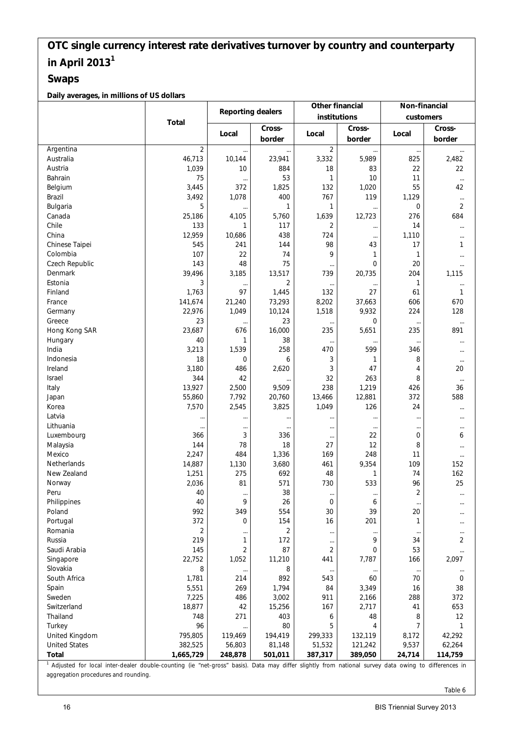# OTC single currency interest rate derivatives turnover by country and counterparty in April 2013[1]

## Swaps

**Daily averages, in millions of US dollars**

| | Total | Reporting dealers | | Other financial institutions | | Non-financial customers | |
|---|---|---|---|---|---|---|---|
| | | Local | Cross-border | Local | Cross-border | Local | Cross-border |
| Argentina | 2 | ... | ... | 2 | ... | ... | ... |
| Australia | 46,713 | 10,144 | 23,941 | 3,332 | 5,989 | 825 | 2,482 |
| Austria | 1,039 | 10 | 884 | 18 | 83 | 22 | 22 |
| Bahrain | 75 | ... | 53 | 1 | 10 | 11 | ... |
| Belgium | 3,445 | 372 | 1,825 | 132 | 1,020 | 55 | 42 |
| Brazil | 3,492 | 1,078 | 400 | 767 | 119 | 1,129 | ... |
| Bulgaria | 5 | ... | 1 | 1 | ... | 0 | 2 |
| Canada | 25,186 | 4,105 | 5,760 | 1,639 | 12,723 | 276 | 684 |
| Chile | 133 | 1 | 117 | 2 | ... | 14 | ... |
| China | 12,959 | 10,686 | 438 | 724 | ... | 1,110 | ... |
| Chinese Taipei | 545 | 241 | 144 | 98 | 43 | 17 | 1 |
| Colombia | 107 | 22 | 74 | 9 | 1 | 1 | ... |
| Czech Republic | 143 | 48 | 75 | ... | 0 | 20 | ... |
| Denmark | 39,496 | 3,185 | 13,517 | 739 | 20,735 | 204 | 1,115 |
| Estonia | 3 | ... | 2 | ... | ... | 1 | ... |
| Finland | 1,763 | 97 | 1,445 | 132 | 27 | 61 | 1 |
| France | 141,674 | 21,240 | 73,293 | 8,202 | 37,663 | 606 | 670 |
| Germany | 22,976 | 1,049 | 10,124 | 1,518 | 9,932 | 224 | 128 |
| Greece | 23 | ... | 23 | ... | 0 | ... | ... |
| Hong Kong SAR | 23,687 | 676 | 16,000 | 235 | 5,651 | 235 | 891 |
| Hungary | 40 | 1 | 38 | ... | ... | ... | ... |
| India | 3,213 | 1,539 | 258 | 470 | 599 | 346 | ... |
| Indonesia | 18 | 0 | 6 | 3 | 1 | 8 | ... |
| Ireland | 3,180 | 486 | 2,620 | 3 | 47 | 4 | 20 |
| Israel | 344 | 42 | ... | 32 | 263 | 8 | ... |
| Italy | 13,927 | 2,500 | 9,509 | 238 | 1,219 | 426 | 36 |
| Japan | 55,860 | 7,792 | 20,760 | 13,466 | 12,881 | 372 | 588 |
| Korea | 7,570 | 2,545 | 3,825 | 1,049 | 126 | 24 | ... |
| Latvia | ... | ... | ... | ... | ... | ... | ... |
| Lithuania | ... | ... | ... | ... | ... | ... | ... |
| Luxembourg | 366 | 3 | 336 | ... | 22 | 0 | 6 |
| Malaysia | 144 | 78 | 18 | 27 | 12 | 8 | ... |
| Mexico | 2,247 | 484 | 1,336 | 169 | 248 | 11 | ... |
| Netherlands | 14,887 | 1,130 | 3,680 | 461 | 9,354 | 109 | 152 |
| New Zealand | 1,251 | 275 | 692 | 48 | 1 | 74 | 162 |
| Norway | 2,036 | 81 | 571 | 730 | 533 | 96 | 25 |
| Peru | 40 | ... | 38 | ... | ... | 2 | ... |
| Philippines | 40 | 9 | 26 | 0 | 6 | ... | ... |
| Poland | 992 | 349 | 554 | 30 | 39 | 20 | ... |
| Portugal | 372 | 0 | 154 | 16 | 201 | 1 | ... |
| Romania | 2 | ... | 2 | ... | ... | ... | ... |
| Russia | 219 | 1 | 172 | ... | 9 | 34 | 2 |
| Saudi Arabia | 145 | 2 | 87 | 2 | 0 | 53 | ... |
| Singapore | 22,752 | 1,052 | 11,210 | 441 | 7,787 | 166 | 2,097 |
| Slovakia | 8 | ... | 8 | ... | ... | ... | ... |
| South Africa | 1,781 | 214 | 892 | 543 | 60 | 70 | 0 |
| Spain | 5,551 | 269 | 1,794 | 84 | 3,349 | 16 | 38 |
| Sweden | 7,225 | 486 | 3,002 | 911 | 2,166 | 288 | 372 |
| Switzerland | 18,877 | 42 | 15,256 | 167 | 2,717 | 41 | 653 |
| Thailand | 748 | 271 | 403 | 6 | 48 | 8 | 12 |
| Turkey | 96 | ... | 80 | 5 | 4 | 7 | 1 |
| United Kingdom | 795,805 | 119,469 | 194,419 | 299,333 | 132,119 | 8,172 | 42,292 |
| United States | 382,525 | 56,803 | 81,148 | 51,532 | 121,242 | 9,537 | 62,264 |
| **Total** | **1,665,729** | **248,878** | **501,011** | **387,317** | **389,050** | **24,714** | **114,759** |

[1] Adjusted for local inter-dealer double-counting (ie "net-gross" basis). Data may differ slightly from national survey data owing to differences in aggregation procedures and rounding.

Table 6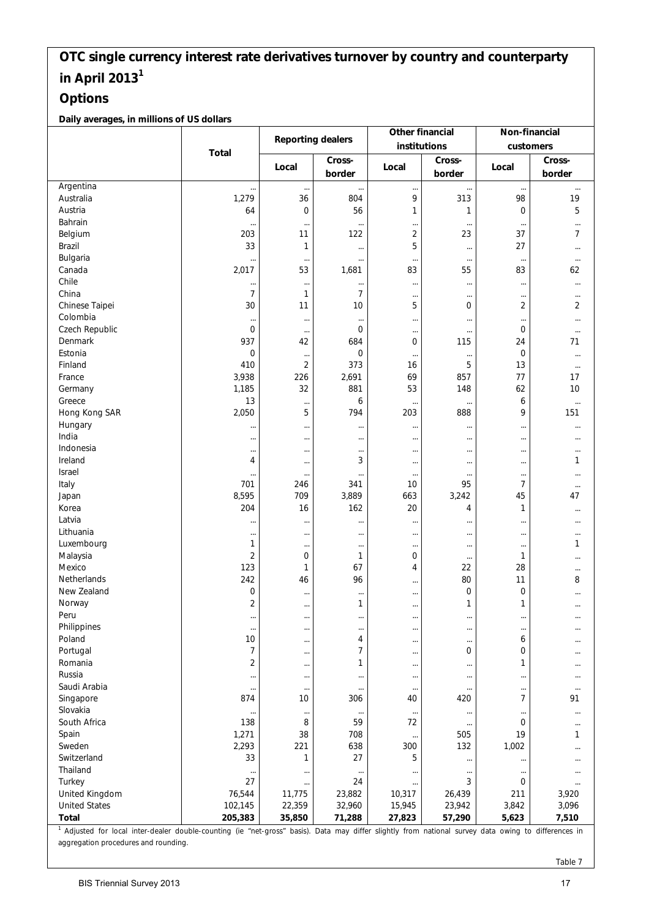# OTC single currency interest rate derivatives turnover by country and counterparty in April 2013[1]

## Options

**Daily averages, in millions of US dollars**

| | Total | Reporting dealers | | Other financial institutions | | Non-financial customers | |
|---|---|---|---|---|---|---|---|
| | | Local | Cross-border | Local | Cross-border | Local | Cross-border |
| Argentina | ... | ... | ... | ... | ... | ... | ... |
| Australia | 1,279 | 36 | 804 | 9 | 313 | 98 | 19 |
| Austria | 64 | 0 | 56 | 1 | 1 | 0 | 5 |
| Bahrain | ... | ... | ... | ... | ... | ... | ... |
| Belgium | 203 | 11 | 122 | 2 | 23 | 37 | 7 |
| Brazil | 33 | 1 | ... | 5 | ... | 27 | ... |
| Bulgaria | ... | ... | ... | ... | ... | ... | ... |
| Canada | 2,017 | 53 | 1,681 | 83 | 55 | 83 | 62 |
| Chile | ... | ... | ... | ... | ... | ... | ... |
| China | 7 | 1 | 7 | ... | ... | ... | ... |
| Chinese Taipei | 30 | 11 | 10 | 5 | 0 | 2 | 2 |
| Colombia | ... | ... | ... | ... | ... | ... | ... |
| Czech Republic | 0 | ... | 0 | ... | ... | 0 | ... |
| Denmark | 937 | 42 | 684 | 0 | 115 | 24 | 71 |
| Estonia | 0 | ... | 0 | ... | ... | 0 | ... |
| Finland | 410 | 2 | 373 | 16 | 5 | 13 | ... |
| France | 3,938 | 226 | 2,691 | 69 | 857 | 77 | 17 |
| Germany | 1,185 | 32 | 881 | 53 | 148 | 62 | 10 |
| Greece | 13 | ... | 6 | ... | ... | 6 | ... |
| Hong Kong SAR | 2,050 | 5 | 794 | 203 | 888 | 9 | 151 |
| Hungary | ... | ... | ... | ... | ... | ... | ... |
| India | ... | ... | ... | ... | ... | ... | ... |
| Indonesia | ... | ... | ... | ... | ... | ... | ... |
| Ireland | 4 | ... | 3 | ... | ... | ... | 1 |
| Israel | ... | ... | ... | ... | ... | ... | ... |
| Italy | 701 | 246 | 341 | 10 | 95 | 7 | ... |
| Japan | 8,595 | 709 | 3,889 | 663 | 3,242 | 45 | 47 |
| Korea | 204 | 16 | 162 | 20 | 4 | 1 | ... |
| Latvia | ... | ... | ... | ... | ... | ... | ... |
| Lithuania | ... | ... | ... | ... | ... | ... | ... |
| Luxembourg | 1 | ... | ... | ... | ... | ... | 1 |
| Malaysia | 2 | 0 | 1 | 0 | ... | 1 | ... |
| Mexico | 123 | 1 | 67 | 4 | 22 | 28 | ... |
| Netherlands | 242 | 46 | 96 | ... | 80 | 11 | 8 |
| New Zealand | 0 | ... | ... | ... | 0 | 0 | ... |
| Norway | 2 | ... | 1 | ... | 1 | 1 | ... |
| Peru | ... | ... | ... | ... | ... | ... | ... |
| Philippines | ... | ... | ... | ... | ... | ... | ... |
| Poland | 10 | ... | 4 | ... | ... | 6 | ... |
| Portugal | 7 | ... | 7 | ... | 0 | 0 | ... |
| Romania | 2 | ... | 1 | ... | ... | 1 | ... |
| Russia | ... | ... | ... | ... | ... | ... | ... |
| Saudi Arabia | ... | ... | ... | ... | ... | ... | ... |
| Singapore | 874 | 10 | 306 | 40 | 420 | 7 | 91 |
| Slovakia | ... | ... | ... | ... | ... | ... | ... |
| South Africa | 138 | 8 | 59 | 72 | ... | 0 | ... |
| Spain | 1,271 | 38 | 708 | ... | 505 | 19 | 1 |
| Sweden | 2,293 | 221 | 638 | 300 | 132 | 1,002 | ... |
| Switzerland | 33 | 1 | 27 | 5 | ... | ... | ... |
| Thailand | ... | ... | ... | ... | ... | ... | ... |
| Turkey | 27 | ... | 24 | ... | 3 | 0 | ... |
| United Kingdom | 76,544 | 11,775 | 23,882 | 10,317 | 26,439 | 211 | 3,920 |
| United States | 102,145 | 22,359 | 32,960 | 15,945 | 23,942 | 3,842 | 3,096 |
| **Total** | **205,383** | **35,850** | **71,288** | **27,823** | **57,290** | **5,623** | **7,510** |

[1] Adjusted for local inter-dealer double-counting (ie "net-gross" basis). Data may differ slightly from national survey data owing to differences in aggregation procedures and rounding.

Table 7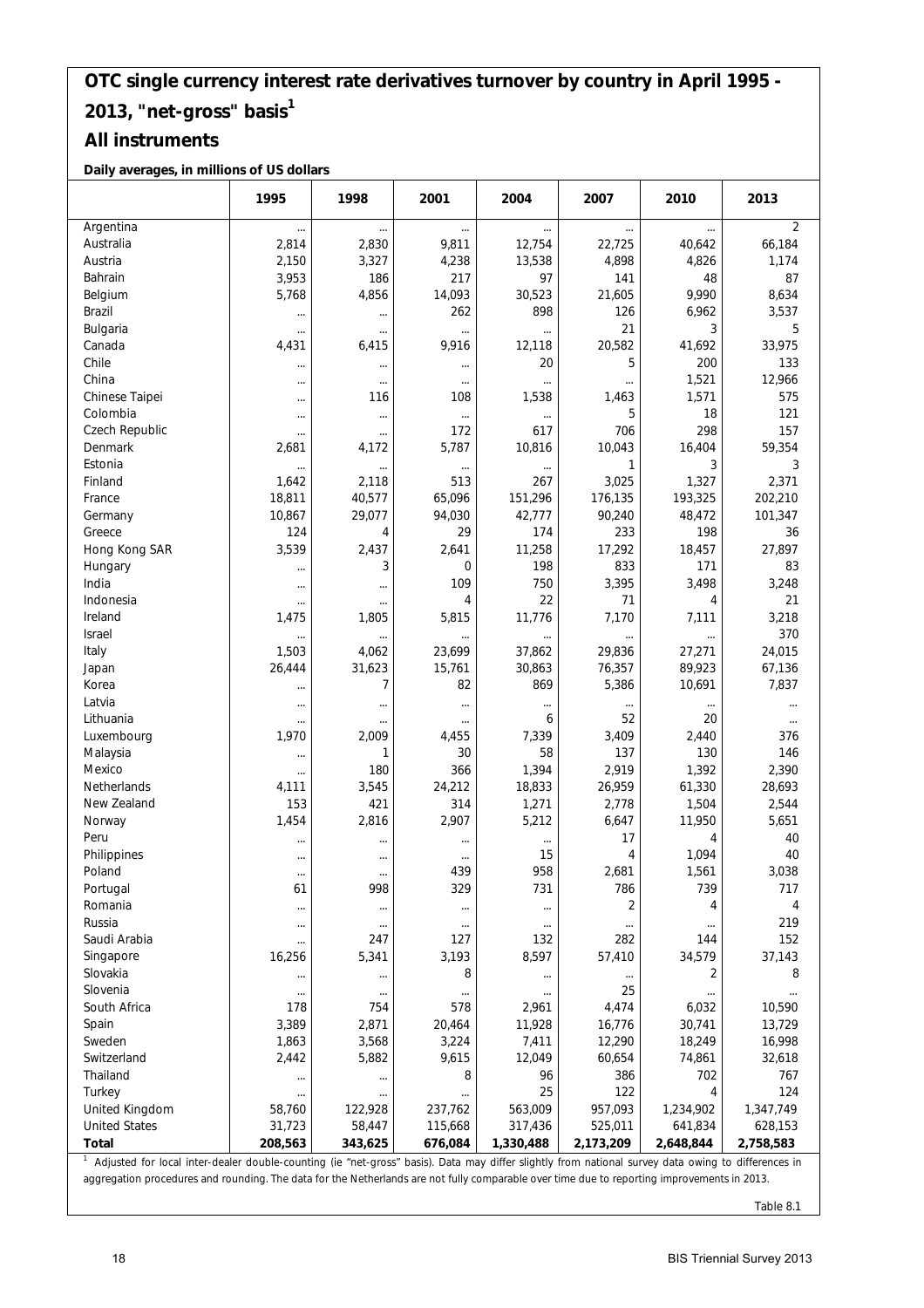# OTC single currency interest rate derivatives turnover by country in April 1995 - 2013, "net-gross" basis[1]

## All instruments

**Daily averages, in millions of US dollars**

| | 1995 | 1998 | 2001 | 2004 | 2007 | 2010 | 2013 |
|---|---|---|---|---|---|---|---|
| Argentina | ... | ... | ... | ... | ... | ... | 2 |
| Australia | 2,814 | 2,830 | 9,811 | 12,754 | 22,725 | 40,642 | 66,184 |
| Austria | 2,150 | 3,327 | 4,238 | 13,538 | 4,898 | 4,826 | 1,174 |
| Bahrain | 3,953 | 186 | 217 | 97 | 141 | 48 | 87 |
| Belgium | 5,768 | 4,856 | 14,093 | 30,523 | 21,605 | 9,990 | 8,634 |
| Brazil | ... | ... | 262 | 898 | 126 | 6,962 | 3,537 |
| Bulgaria | ... | ... | ... | ... | 21 | 3 | 5 |
| Canada | 4,431 | 6,415 | 9,916 | 12,118 | 20,582 | 41,692 | 33,975 |
| Chile | ... | ... | ... | 20 | 5 | 200 | 133 |
| China | ... | ... | ... | ... | ... | 1,521 | 12,966 |
| Chinese Taipei | ... | 116 | 108 | 1,538 | 1,463 | 1,571 | 575 |
| Colombia | ... | ... | ... | ... | 5 | 18 | 121 |
| Czech Republic | ... | ... | 172 | 617 | 706 | 298 | 157 |
| Denmark | 2,681 | 4,172 | 5,787 | 10,816 | 10,043 | 16,404 | 59,354 |
| Estonia | ... | ... | ... | ... | 1 | 3 | 3 |
| Finland | 1,642 | 2,118 | 513 | 267 | 3,025 | 1,327 | 2,371 |
| France | 18,811 | 40,577 | 65,096 | 151,296 | 176,135 | 193,325 | 202,210 |
| Germany | 10,867 | 29,077 | 94,030 | 42,777 | 90,240 | 48,472 | 101,347 |
| Greece | 124 | 4 | 29 | 174 | 233 | 198 | 36 |
| Hong Kong SAR | 3,539 | 2,437 | 2,641 | 11,258 | 17,292 | 18,457 | 27,897 |
| Hungary | ... | 3 | 0 | 198 | 833 | 171 | 83 |
| India | ... | ... | 109 | 750 | 3,395 | 3,498 | 3,248 |
| Indonesia | ... | ... | 4 | 22 | 71 | 4 | 21 |
| Ireland | 1,475 | 1,805 | 5,815 | 11,776 | 7,170 | 7,111 | 3,218 |
| Israel | ... | ... | ... | ... | ... | ... | 370 |
| Italy | 1,503 | 4,062 | 23,699 | 37,862 | 29,836 | 27,271 | 24,015 |
| Japan | 26,444 | 31,623 | 15,761 | 30,863 | 76,357 | 89,923 | 67,136 |
| Korea | ... | 7 | 82 | 869 | 5,386 | 10,691 | 7,837 |
| Latvia | ... | ... | ... | ... | ... | ... | ... |
| Lithuania | ... | ... | ... | 6 | 52 | 20 | ... |
| Luxembourg | 1,970 | 2,009 | 4,455 | 7,339 | 3,409 | 2,440 | 376 |
| Malaysia | ... | 1 | 30 | 58 | 137 | 130 | 146 |
| Mexico | ... | 180 | 366 | 1,394 | 2,919 | 1,392 | 2,390 |
| Netherlands | 4,111 | 3,545 | 24,212 | 18,833 | 26,959 | 61,330 | 28,693 |
| New Zealand | 153 | 421 | 314 | 1,271 | 2,778 | 1,504 | 2,544 |
| Norway | 1,454 | 2,816 | 2,907 | 5,212 | 6,647 | 11,950 | 5,651 |
| Peru | ... | ... | ... | ... | 17 | 4 | 40 |
| Philippines | ... | ... | ... | 15 | 4 | 1,094 | 40 |
| Poland | ... | ... | 439 | 958 | 2,681 | 1,561 | 3,038 |
| Portugal | 61 | 998 | 329 | 731 | 786 | 739 | 717 |
| Romania | ... | ... | ... | ... | 2 | 4 | 4 |
| Russia | ... | ... | ... | ... | ... | ... | 219 |
| Saudi Arabia | ... | 247 | 127 | 132 | 282 | 144 | 152 |
| Singapore | 16,256 | 5,341 | 3,193 | 8,597 | 57,410 | 34,579 | 37,143 |
| Slovakia | ... | ... | 8 | ... | ... | 2 | 8 |
| Slovenia | ... | ... | ... | ... | 25 | ... | ... |
| South Africa | 178 | 754 | 578 | 2,961 | 4,474 | 6,032 | 10,590 |
| Spain | 3,389 | 2,871 | 20,464 | 11,928 | 16,776 | 30,741 | 13,729 |
| Sweden | 1,863 | 3,568 | 3,224 | 7,411 | 12,290 | 18,249 | 16,998 |
| Switzerland | 2,442 | 5,882 | 9,615 | 12,049 | 60,654 | 74,861 | 32,618 |
| Thailand | ... | ... | 8 | 96 | 386 | 702 | 767 |
| Turkey | ... | ... | ... | 25 | 122 | 4 | 124 |
| United Kingdom | 58,760 | 122,928 | 237,762 | 563,009 | 957,093 | 1,234,902 | 1,347,749 |
| United States | 31,723 | 58,447 | 115,668 | 317,436 | 525,011 | 641,834 | 628,153 |
| **Total** | **208,563** | **343,625** | **676,084** | **1,330,488** | **2,173,209** | **2,648,844** | **2,758,583** |

[1] Adjusted for local inter-dealer double-counting (ie "net-gross" basis). Data may differ slightly from national survey data owing to differences in aggregation procedures and rounding. The data for the Netherlands are not fully comparable over time due to reporting improvements in 2013.

Table 8.1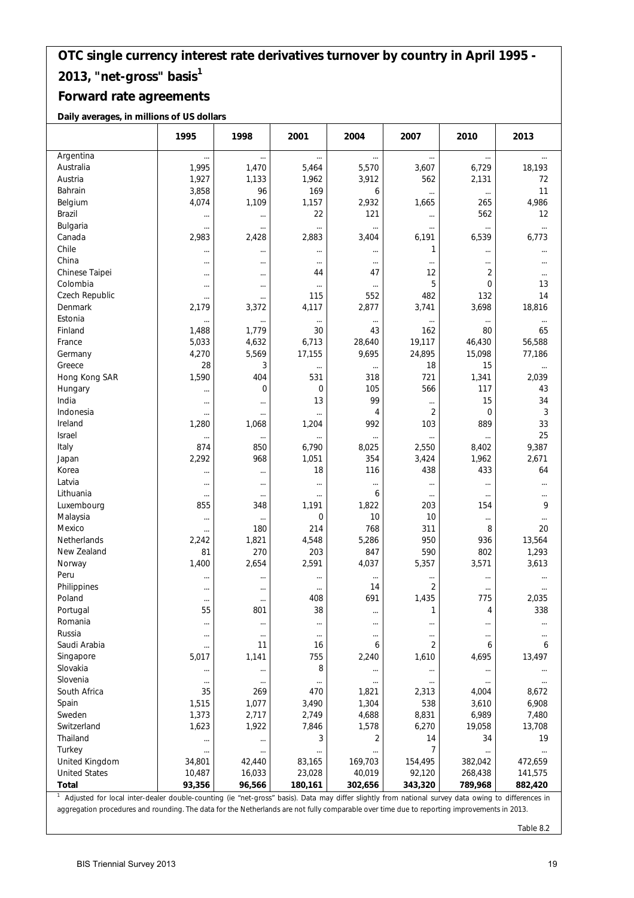# OTC single currency interest rate derivatives turnover by country in April 1995 - 2013, "net-gross" basis[1]

## Forward rate agreements

**Daily averages, in millions of US dollars**

| | 1995 | 1998 | 2001 | 2004 | 2007 | 2010 | 2013 |
|---|---|---|---|---|---|---|---|
| Argentina | ... | ... | ... | ... | ... | ... | ... |
| Australia | 1,995 | 1,470 | 5,464 | 5,570 | 3,607 | 6,729 | 18,193 |
| Austria | 1,927 | 1,133 | 1,962 | 3,912 | 562 | 2,131 | 72 |
| Bahrain | 3,858 | 96 | 169 | 6 | ... | ... | 11 |
| Belgium | 4,074 | 1,109 | 1,157 | 2,932 | 1,665 | 265 | 4,986 |
| Brazil | ... | ... | 22 | 121 | ... | 562 | 12 |
| Bulgaria | ... | ... | ... | ... | ... | ... | ... |
| Canada | 2,983 | 2,428 | 2,883 | 3,404 | 6,191 | 6,539 | 6,773 |
| Chile | ... | ... | ... | ... | 1 | ... | ... |
| China | ... | ... | ... | ... | ... | ... | ... |
| Chinese Taipei | ... | ... | 44 | 47 | 12 | 2 | ... |
| Colombia | ... | ... | ... | ... | 5 | 0 | 13 |
| Czech Republic | ... | ... | 115 | 552 | 482 | 132 | 14 |
| Denmark | 2,179 | 3,372 | 4,117 | 2,877 | 3,741 | 3,698 | 18,816 |
| Estonia | ... | ... | ... | ... | ... | ... | ... |
| Finland | 1,488 | 1,779 | 30 | 43 | 162 | 80 | 65 |
| France | 5,033 | 4,632 | 6,713 | 28,640 | 19,117 | 46,430 | 56,588 |
| Germany | 4,270 | 5,569 | 17,155 | 9,695 | 24,895 | 15,098 | 77,186 |
| Greece | 28 | 3 | ... | ... | 18 | 15 | ... |
| Hong Kong SAR | 1,590 | 404 | 531 | 318 | 721 | 1,341 | 2,039 |
| Hungary | ... | 0 | 0 | 105 | 566 | 117 | 43 |
| India | ... | ... | 13 | 99 | ... | 15 | 34 |
| Indonesia | ... | ... | ... | 4 | 2 | 0 | 3 |
| Ireland | 1,280 | 1,068 | 1,204 | 992 | 103 | 889 | 33 |
| Israel | ... | ... | ... | ... | ... | ... | 25 |
| Italy | 874 | 850 | 6,790 | 8,025 | 2,550 | 8,402 | 9,387 |
| Japan | 2,292 | 968 | 1,051 | 354 | 3,424 | 1,962 | 2,671 |
| Korea | ... | ... | 18 | 116 | 438 | 433 | 64 |
| Latvia | ... | ... | ... | ... | ... | ... | ... |
| Lithuania | ... | ... | ... | 6 | ... | ... | ... |
| Luxembourg | 855 | 348 | 1,191 | 1,822 | 203 | 154 | 9 |
| Malaysia | ... | ... | 0 | 10 | 10 | ... | ... |
| Mexico | ... | 180 | 214 | 768 | 311 | 8 | 20 |
| Netherlands | 2,242 | 1,821 | 4,548 | 5,286 | 950 | 936 | 13,564 |
| New Zealand | 81 | 270 | 203 | 847 | 590 | 802 | 1,293 |
| Norway | 1,400 | 2,654 | 2,591 | 4,037 | 5,357 | 3,571 | 3,613 |
| Peru | ... | ... | ... | ... | ... | ... | ... |
| Philippines | ... | ... | ... | 14 | 2 | ... | ... |
| Poland | ... | ... | 408 | 691 | 1,435 | 775 | 2,035 |
| Portugal | 55 | 801 | 38 | ... | 1 | 4 | 338 |
| Romania | ... | ... | ... | ... | ... | ... | ... |
| Russia | ... | ... | ... | ... | ... | ... | ... |
| Saudi Arabia | ... | 11 | 16 | 6 | 2 | 6 | 6 |
| Singapore | 5,017 | 1,141 | 755 | 2,240 | 1,610 | 4,695 | 13,497 |
| Slovakia | ... | ... | 8 | ... | ... | ... | ... |
| Slovenia | ... | ... | ... | ... | ... | ... | ... |
| South Africa | 35 | 269 | 470 | 1,821 | 2,313 | 4,004 | 8,672 |
| Spain | 1,515 | 1,077 | 3,490 | 1,304 | 538 | 3,610 | 6,908 |
| Sweden | 1,373 | 2,717 | 2,749 | 4,688 | 8,831 | 6,989 | 7,480 |
| Switzerland | 1,623 | 1,922 | 7,846 | 1,578 | 6,270 | 19,058 | 13,708 |
| Thailand | ... | ... | 3 | 2 | 14 | 34 | 19 |
| Turkey | ... | ... | ... | ... | 7 | ... | ... |
| United Kingdom | 34,801 | 42,440 | 83,165 | 169,703 | 154,495 | 382,042 | 472,659 |
| United States | 10,487 | 16,033 | 23,028 | 40,019 | 92,120 | 268,438 | 141,575 |
| **Total** | **93,356** | **96,566** | **180,161** | **302,656** | **343,320** | **789,968** | **882,420** |

[1] Adjusted for local inter-dealer double-counting (ie "net-gross" basis). Data may differ slightly from national survey data owing to differences in aggregation procedures and rounding. The data for the Netherlands are not fully comparable over time due to reporting improvements in 2013.

Table 8.2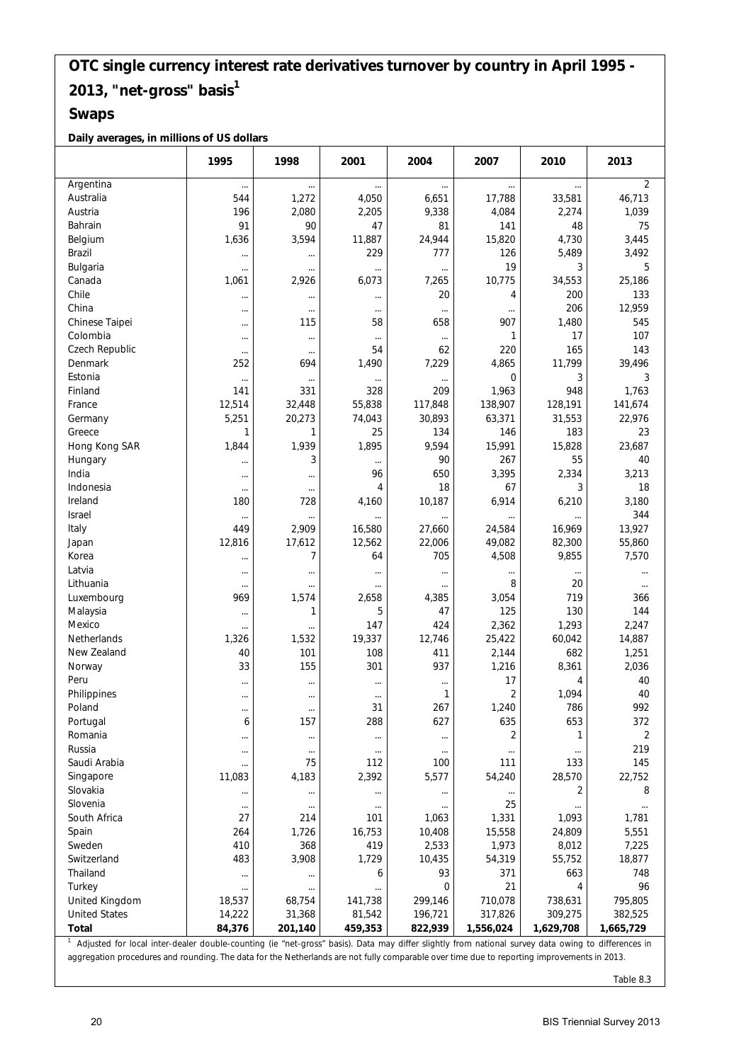# OTC single currency interest rate derivatives turnover by country in April 1995 - 2013, "net-gross" basis[1]

## Swaps

**Daily averages, in millions of US dollars**

| | 1995 | 1998 | 2001 | 2004 | 2007 | 2010 | 2013 |
|---|---|---|---|---|---|---|---|
| Argentina | ... | ... | ... | ... | ... | ... | 2 |
| Australia | 544 | 1,272 | 4,050 | 6,651 | 17,788 | 33,581 | 46,713 |
| Austria | 196 | 2,080 | 2,205 | 9,338 | 4,084 | 2,274 | 1,039 |
| Bahrain | 91 | 90 | 47 | 81 | 141 | 48 | 75 |
| Belgium | 1,636 | 3,594 | 11,887 | 24,944 | 15,820 | 4,730 | 3,445 |
| Brazil | ... | ... | 229 | 777 | 126 | 5,489 | 3,492 |
| Bulgaria | ... | ... | ... | ... | 19 | 3 | 5 |
| Canada | 1,061 | 2,926 | 6,073 | 7,265 | 10,775 | 34,553 | 25,186 |
| Chile | ... | ... | ... | 20 | 4 | 200 | 133 |
| China | ... | ... | ... | ... | ... | 206 | 12,959 |
| Chinese Taipei | ... | 115 | 58 | 658 | 907 | 1,480 | 545 |
| Colombia | ... | ... | ... | ... | 1 | 17 | 107 |
| Czech Republic | ... | ... | 54 | 62 | 220 | 165 | 143 |
| Denmark | 252 | 694 | 1,490 | 7,229 | 4,865 | 11,799 | 39,496 |
| Estonia | ... | ... | ... | ... | 0 | 3 | 3 |
| Finland | 141 | 331 | 328 | 209 | 1,963 | 948 | 1,763 |
| France | 12,514 | 32,448 | 55,838 | 117,848 | 138,907 | 128,191 | 141,674 |
| Germany | 5,251 | 20,273 | 74,043 | 30,893 | 63,371 | 31,553 | 22,976 |
| Greece | 1 | 1 | 25 | 134 | 146 | 183 | 23 |
| Hong Kong SAR | 1,844 | 1,939 | 1,895 | 9,594 | 15,991 | 15,828 | 23,687 |
| Hungary | ... | 3 | ... | 90 | 267 | 55 | 40 |
| India | ... | ... | 96 | 650 | 3,395 | 2,334 | 3,213 |
| Indonesia | ... | ... | 4 | 18 | 67 | 3 | 18 |
| Ireland | 180 | 728 | 4,160 | 10,187 | 6,914 | 6,210 | 3,180 |
| Israel | ... | ... | ... | ... | ... | ... | 344 |
| Italy | 449 | 2,909 | 16,580 | 27,660 | 24,584 | 16,969 | 13,927 |
| Japan | 12,816 | 17,612 | 12,562 | 22,006 | 49,082 | 82,300 | 55,860 |
| Korea | ... | 7 | 64 | 705 | 4,508 | 9,855 | 7,570 |
| Latvia | ... | ... | ... | ... | ... | ... | ... |
| Lithuania | ... | ... | ... | ... | 8 | 20 | ... |
| Luxembourg | 969 | 1,574 | 2,658 | 4,385 | 3,054 | 719 | 366 |
| Malaysia | ... | 1 | 5 | 47 | 125 | 130 | 144 |
| Mexico | ... | ... | 147 | 424 | 2,362 | 1,293 | 2,247 |
| Netherlands | 1,326 | 1,532 | 19,337 | 12,746 | 25,422 | 60,042 | 14,887 |
| New Zealand | 40 | 101 | 108 | 411 | 2,144 | 682 | 1,251 |
| Norway | 33 | 155 | 301 | 937 | 1,216 | 8,361 | 2,036 |
| Peru | ... | ... | ... | ... | 17 | 4 | 40 |
| Philippines | ... | ... | ... | 1 | 2 | 1,094 | 40 |
| Poland | ... | ... | 31 | 267 | 1,240 | 786 | 992 |
| Portugal | 6 | 157 | 288 | 627 | 635 | 653 | 372 |
| Romania | ... | ... | ... | ... | 2 | 1 | 2 |
| Russia | ... | ... | ... | ... | ... | ... | 219 |
| Saudi Arabia | ... | 75 | 112 | 100 | 111 | 133 | 145 |
| Singapore | 11,083 | 4,183 | 2,392 | 5,577 | 54,240 | 28,570 | 22,752 |
| Slovakia | ... | ... | ... | ... | ... | 2 | 8 |
| Slovenia | ... | ... | ... | ... | 25 | ... | ... |
| South Africa | 27 | 214 | 101 | 1,063 | 1,331 | 1,093 | 1,781 |
| Spain | 264 | 1,726 | 16,753 | 10,408 | 15,558 | 24,809 | 5,551 |
| Sweden | 410 | 368 | 419 | 2,533 | 1,973 | 8,012 | 7,225 |
| Switzerland | 483 | 3,908 | 1,729 | 10,435 | 54,319 | 55,752 | 18,877 |
| Thailand | ... | ... | 6 | 93 | 371 | 663 | 748 |
| Turkey | ... | ... | ... | 0 | 21 | 4 | 96 |
| United Kingdom | 18,537 | 68,754 | 141,738 | 299,146 | 710,078 | 738,631 | 795,805 |
| United States | 14,222 | 31,368 | 81,542 | 196,721 | 317,826 | 309,275 | 382,525 |
| **Total** | **84,376** | **201,140** | **459,353** | **822,939** | **1,556,024** | **1,629,708** | **1,665,729** |

[1] Adjusted for local inter-dealer double-counting (ie "net-gross" basis). Data may differ slightly from national survey data owing to differences in aggregation procedures and rounding. The data for the Netherlands are not fully comparable over time due to reporting improvements in 2013.

Table 8.3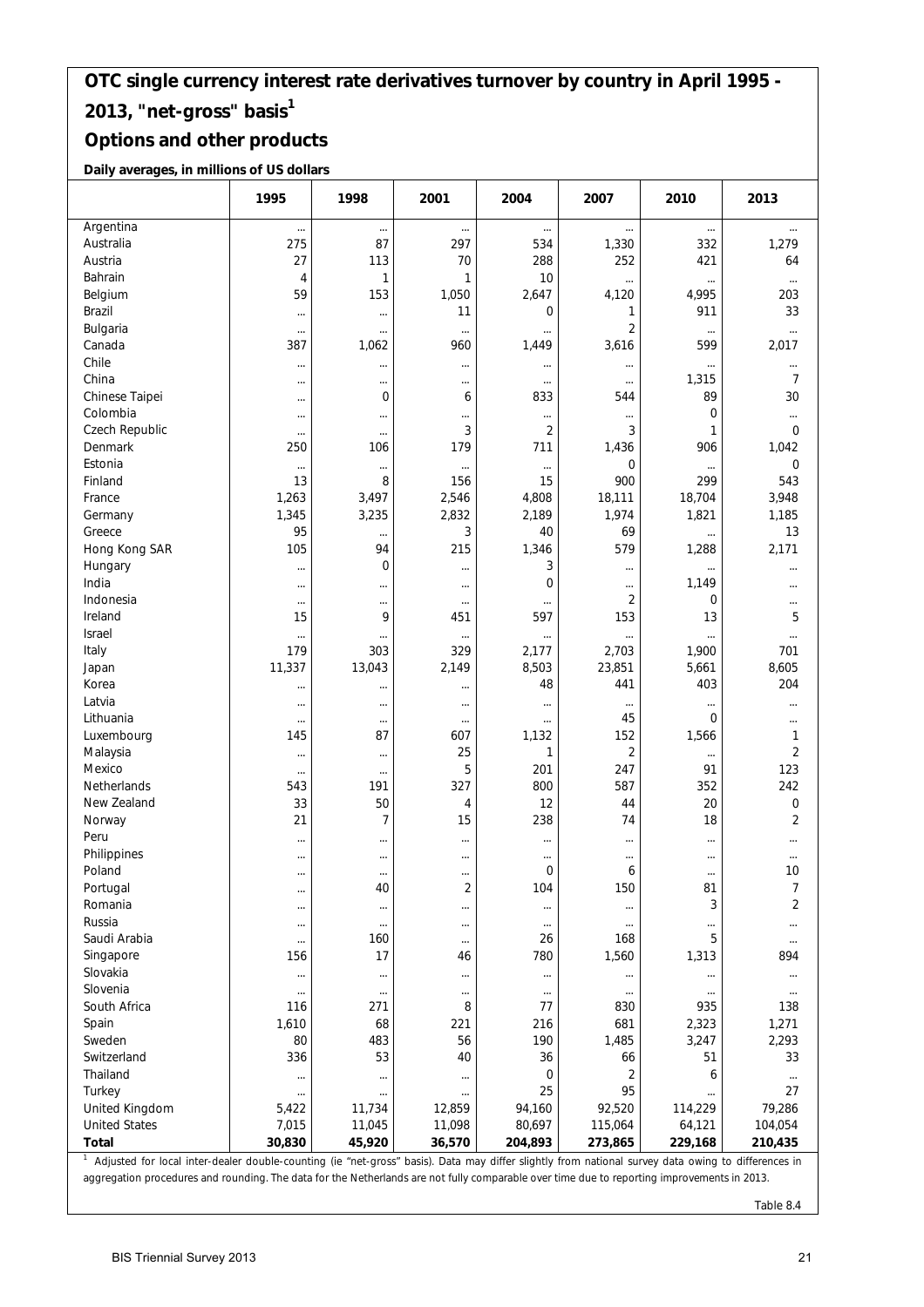## OTC single currency interest rate derivatives turnover by country in April 1995 - 2013, "net-gross" basis[1]

## Options and other products

**Daily averages, in millions of US dollars**

| | 1995 | 1998 | 2001 | 2004 | 2007 | 2010 | 2013 |
|---|---|---|---|---|---|---|---|
| Argentina | ... | ... | ... | ... | ... | ... | ... |
| Australia | 275 | 87 | 297 | 534 | 1,330 | 332 | 1,279 |
| Austria | 27 | 113 | 70 | 288 | 252 | 421 | 64 |
| Bahrain | 4 | 1 | 1 | 10 | ... | ... | ... |
| Belgium | 59 | 153 | 1,050 | 2,647 | 4,120 | 4,995 | 203 |
| Brazil | ... | ... | 11 | 0 | 1 | 911 | 33 |
| Bulgaria | ... | ... | ... | ... | 2 | ... | ... |
| Canada | 387 | 1,062 | 960 | 1,449 | 3,616 | 599 | 2,017 |
| Chile | ... | ... | ... | ... | ... | ... | ... |
| China | ... | ... | ... | ... | ... | 1,315 | 7 |
| Chinese Taipei | ... | 0 | 6 | 833 | 544 | 89 | 30 |
| Colombia | ... | ... | ... | ... | ... | 0 | ... |
| Czech Republic | ... | ... | 3 | 2 | 3 | 1 | 0 |
| Denmark | 250 | 106 | 179 | 711 | 1,436 | 906 | 1,042 |
| Estonia | ... | ... | ... | ... | 0 | ... | 0 |
| Finland | 13 | 8 | 156 | 15 | 900 | 299 | 543 |
| France | 1,263 | 3,497 | 2,546 | 4,808 | 18,111 | 18,704 | 3,948 |
| Germany | 1,345 | 3,235 | 2,832 | 2,189 | 1,974 | 1,821 | 1,185 |
| Greece | 95 | ... | 3 | 40 | 69 | ... | 13 |
| Hong Kong SAR | 105 | 94 | 215 | 1,346 | 579 | 1,288 | 2,171 |
| Hungary | ... | 0 | ... | 3 | ... | ... | ... |
| India | ... | ... | ... | 0 | ... | 1,149 | ... |
| Indonesia | ... | ... | ... | ... | 2 | 0 | ... |
| Ireland | 15 | 9 | 451 | 597 | 153 | 13 | 5 |
| Israel | ... | ... | ... | ... | ... | ... | ... |
| Italy | 179 | 303 | 329 | 2,177 | 2,703 | 1,900 | 701 |
| Japan | 11,337 | 13,043 | 2,149 | 8,503 | 23,851 | 5,661 | 8,605 |
| Korea | ... | ... | ... | 48 | 441 | 403 | 204 |
| Latvia | ... | ... | ... | ... | ... | ... | ... |
| Lithuania | ... | ... | ... | ... | 45 | 0 | ... |
| Luxembourg | 145 | 87 | 607 | 1,132 | 152 | 1,566 | 1 |
| Malaysia | ... | ... | 25 | 1 | 2 | ... | 2 |
| Mexico | ... | ... | 5 | 201 | 247 | 91 | 123 |
| Netherlands | 543 | 191 | 327 | 800 | 587 | 352 | 242 |
| New Zealand | 33 | 50 | 4 | 12 | 44 | 20 | 0 |
| Norway | 21 | 7 | 15 | 238 | 74 | 18 | 2 |
| Peru | ... | ... | ... | ... | ... | ... | ... |
| Philippines | ... | ... | ... | ... | ... | ... | ... |
| Poland | ... | ... | ... | 0 | 6 | ... | 10 |
| Portugal | ... | 40 | 2 | 104 | 150 | 81 | 7 |
| Romania | ... | ... | ... | ... | ... | 3 | 2 |
| Russia | ... | ... | ... | ... | ... | ... | ... |
| Saudi Arabia | ... | 160 | ... | 26 | 168 | 5 | ... |
| Singapore | 156 | 17 | 46 | 780 | 1,560 | 1,313 | 894 |
| Slovakia | ... | ... | ... | ... | ... | ... | ... |
| Slovenia | ... | ... | ... | ... | ... | ... | ... |
| South Africa | 116 | 271 | 8 | 77 | 830 | 935 | 138 |
| Spain | 1,610 | 68 | 221 | 216 | 681 | 2,323 | 1,271 |
| Sweden | 80 | 483 | 56 | 190 | 1,485 | 3,247 | 2,293 |
| Switzerland | 336 | 53 | 40 | 36 | 66 | 51 | 33 |
| Thailand | ... | ... | ... | 0 | 2 | 6 | ... |
| Turkey | ... | ... | ... | 25 | 95 | ... | 27 |
| United Kingdom | 5,422 | 11,734 | 12,859 | 94,160 | 92,520 | 114,229 | 79,286 |
| United States | 7,015 | 11,045 | 11,098 | 80,697 | 115,064 | 64,121 | 104,054 |
| **Total** | **30,830** | **45,920** | **36,570** | **204,893** | **273,865** | **229,168** | **210,435** |

[1] Adjusted for local inter-dealer double-counting (ie "net-gross" basis). Data may differ slightly from national survey data owing to differences in aggregation procedures and rounding. The data for the Netherlands are not fully comparable over time due to reporting improvements in 2013.

Table 8.4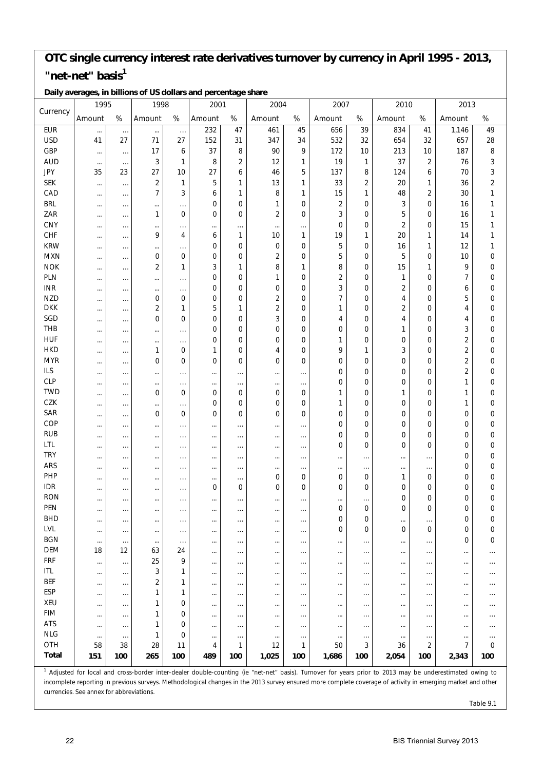## OTC single currency interest rate derivatives turnover by currency in April 1995 - 2013, "net-net" basis[1]

**Daily averages, in billions of US dollars and percentage share**

| Currency | 1995 | | 1998 | | 2001 | | 2004 | | 2007 | | 2010 | | 2013 | |
|---|---|---|---|---|---|---|---|---|---|---|---|---|---|---|
| | Amount | % | Amount | % | Amount | % | Amount | % | Amount | % | Amount | % | Amount | % |
| EUR | ... | ... | ... | ... | 232 | 47 | 461 | 45 | 656 | 39 | 834 | 41 | 1,146 | 49 |
| USD | 41 | 27 | 71 | 27 | 152 | 31 | 347 | 34 | 532 | 32 | 654 | 32 | 657 | 28 |
| GBP | ... | ... | 17 | 6 | 37 | 8 | 90 | 9 | 172 | 10 | 213 | 10 | 187 | 8 |
| AUD | ... | ... | 3 | 1 | 8 | 2 | 12 | 1 | 19 | 1 | 37 | 2 | 76 | 3 |
| JPY | 35 | 23 | 27 | 10 | 27 | 6 | 46 | 5 | 137 | 8 | 124 | 6 | 70 | 3 |
| SEK | ... | ... | 2 | 1 | 5 | 1 | 13 | 1 | 33 | 2 | 20 | 1 | 36 | 2 |
| CAD | ... | ... | 7 | 3 | 6 | 1 | 8 | 1 | 15 | 1 | 48 | 2 | 30 | 1 |
| BRL | ... | ... | ... | ... | 0 | 0 | 1 | 0 | 2 | 0 | 3 | 0 | 16 | 1 |
| ZAR | ... | ... | 1 | 0 | 0 | 0 | 2 | 0 | 3 | 0 | 5 | 0 | 16 | 1 |
| CNY | ... | ... | ... | ... | ... | ... | ... | ... | 0 | 0 | 2 | 0 | 15 | 1 |
| CHF | ... | ... | 9 | 4 | 6 | 1 | 10 | 1 | 19 | 1 | 20 | 1 | 14 | 1 |
| KRW | ... | ... | ... | ... | 0 | 0 | 0 | 0 | 5 | 0 | 16 | 1 | 12 | 1 |
| MXN | ... | ... | 0 | 0 | 0 | 0 | 2 | 0 | 5 | 0 | 5 | 0 | 10 | 0 |
| NOK | ... | ... | 2 | 1 | 3 | 1 | 8 | 1 | 8 | 0 | 15 | 1 | 9 | 0 |
| PLN | ... | ... | ... | ... | 0 | 0 | 1 | 0 | 2 | 0 | 1 | 0 | 7 | 0 |
| INR | ... | ... | ... | ... | 0 | 0 | 0 | 0 | 3 | 0 | 2 | 0 | 6 | 0 |
| NZD | ... | ... | 0 | 0 | 0 | 0 | 2 | 0 | 7 | 0 | 4 | 0 | 5 | 0 |
| DKK | ... | ... | 2 | 1 | 5 | 1 | 2 | 0 | 1 | 0 | 2 | 0 | 4 | 0 |
| SGD | ... | ... | 0 | 0 | 0 | 0 | 3 | 0 | 4 | 0 | 4 | 0 | 4 | 0 |
| THB | ... | ... | ... | ... | 0 | 0 | 0 | 0 | 0 | 0 | 1 | 0 | 3 | 0 |
| HUF | ... | ... | ... | ... | 0 | 0 | 0 | 0 | 1 | 0 | 0 | 0 | 2 | 0 |
| HKD | ... | ... | 1 | 0 | 1 | 0 | 4 | 0 | 9 | 1 | 3 | 0 | 2 | 0 |
| MYR | ... | ... | 0 | 0 | 0 | 0 | 0 | 0 | 0 | 0 | 0 | 0 | 2 | 0 |
| ILS | ... | ... | ... | ... | ... | ... | ... | ... | 0 | 0 | 0 | 0 | 2 | 0 |
| CLP | ... | ... | ... | ... | ... | ... | ... | ... | 0 | 0 | 0 | 0 | 1 | 0 |
| TWD | ... | ... | 0 | 0 | 0 | 0 | 0 | 0 | 1 | 0 | 1 | 0 | 1 | 0 |
| CZK | ... | ... | ... | ... | 0 | 0 | 0 | 0 | 1 | 0 | 0 | 0 | 1 | 0 |
| SAR | ... | ... | 0 | 0 | 0 | 0 | 0 | 0 | 0 | 0 | 0 | 0 | 0 | 0 |
| COP | ... | ... | ... | ... | ... | ... | ... | ... | 0 | 0 | 0 | 0 | 0 | 0 |
| RUB | ... | ... | ... | ... | ... | ... | ... | ... | 0 | 0 | 0 | 0 | 0 | 0 |
| LTL | ... | ... | ... | ... | ... | ... | ... | ... | 0 | 0 | 0 | 0 | 0 | 0 |
| TRY | ... | ... | ... | ... | ... | ... | ... | ... | ... | ... | ... | ... | 0 | 0 |
| ARS | ... | ... | ... | ... | ... | ... | ... | ... | ... | ... | ... | ... | 0 | 0 |
| PHP | ... | ... | ... | ... | ... | ... | 0 | 0 | 0 | 0 | 1 | 0 | 0 | 0 |
| IDR | ... | ... | ... | ... | 0 | 0 | 0 | 0 | 0 | 0 | 0 | 0 | 0 | 0 |
| RON | ... | ... | ... | ... | ... | ... | ... | ... | ... | ... | 0 | 0 | 0 | 0 |
| PEN | ... | ... | ... | ... | ... | ... | ... | ... | 0 | 0 | 0 | 0 | 0 | 0 |
| BHD | ... | ... | ... | ... | ... | ... | ... | ... | 0 | 0 | ... | ... | 0 | 0 |
| LVL | ... | ... | ... | ... | ... | ... | ... | ... | 0 | 0 | 0 | 0 | 0 | 0 |
| BGN | ... | ... | ... | ... | ... | ... | ... | ... | ... | ... | ... | ... | 0 | 0 |
| DEM | 18 | 12 | 63 | 24 | ... | ... | ... | ... | ... | ... | ... | ... | ... | ... |
| FRF | ... | ... | 25 | 9 | ... | ... | ... | ... | ... | ... | ... | ... | ... | ... |
| ITL | ... | ... | 3 | 1 | ... | ... | ... | ... | ... | ... | ... | ... | ... | ... |
| BEF | ... | ... | 2 | 1 | ... | ... | ... | ... | ... | ... | ... | ... | ... | ... |
| ESP | ... | ... | 1 | 1 | ... | ... | ... | ... | ... | ... | ... | ... | ... | ... |
| XEU | ... | ... | 1 | 0 | ... | ... | ... | ... | ... | ... | ... | ... | ... | ... |
| FIM | ... | ... | 1 | 0 | ... | ... | ... | ... | ... | ... | ... | ... | ... | ... |
| ATS | ... | ... | 1 | 0 | ... | ... | ... | ... | ... | ... | ... | ... | ... | ... |
| NLG | ... | ... | 1 | 0 | ... | ... | ... | ... | ... | ... | ... | ... | ... | ... |
| OTH | 58 | 38 | 28 | 11 | 4 | 1 | 12 | 1 | 50 | 3 | 36 | 2 | 7 | 0 |
| **Total** | **151** | **100** | **265** | **100** | **489** | **100** | **1,025** | **100** | **1,686** | **100** | **2,054** | **100** | **2,343** | **100** |

[1] Adjusted for local and cross-border inter-dealer double-counting (ie "net-net" basis). Turnover for years prior to 2013 may be underestimated owing to incomplete reporting in previous surveys. Methodological changes in the 2013 survey ensured more complete coverage of activity in emerging market and other currencies. See annex for abbreviations.

Table 9.1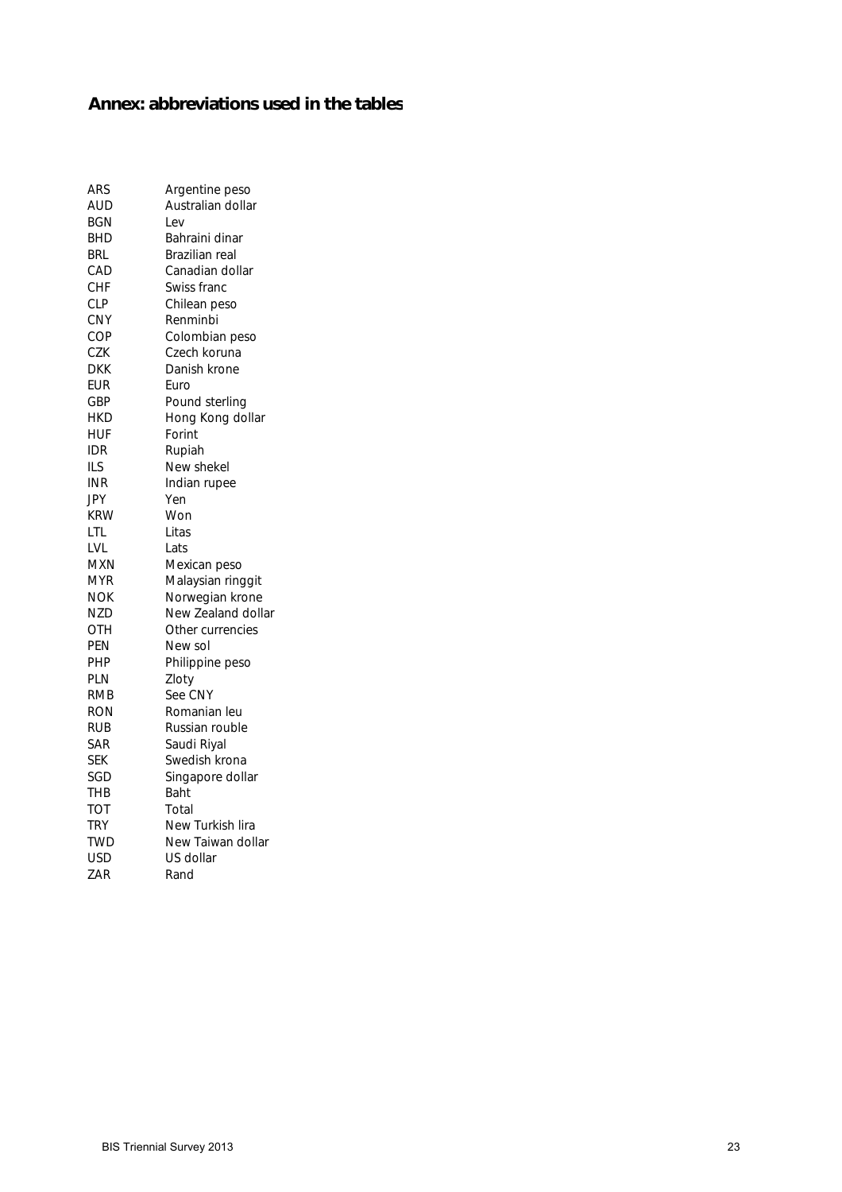## Annex: abbreviations used in the tables

| | |
|---|---|
| ARS | Argentine peso |
| AUD | Australian dollar |
| BGN | Lev |
| BHD | Bahraini dinar |
| BRL | Brazilian real |
| CAD | Canadian dollar |
| CHF | Swiss franc |
| CLP | Chilean peso |
| CNY | Renminbi |
| COP | Colombian peso |
| CZK | Czech koruna |
| DKK | Danish krone |
| EUR | Euro |
| GBP | Pound sterling |
| HKD | Hong Kong dollar |
| HUF | Forint |
| IDR | Rupiah |
| ILS | New shekel |
| INR | Indian rupee |
| JPY | Yen |
| KRW | Won |
| LTL | Litas |
| LVL | Lats |
| MXN | Mexican peso |
| MYR | Malaysian ringgit |
| NOK | Norwegian krone |
| NZD | New Zealand dollar |
| OTH | Other currencies |
| PEN | New sol |
| PHP | Philippine peso |
| PLN | Zloty |
| RMB | See CNY |
| RON | Romanian leu |
| RUB | Russian rouble |
| SAR | Saudi Riyal |
| SEK | Swedish krona |
| SGD | Singapore dollar |
| THB | Baht |
| TOT | Total |
| TRY | New Turkish lira |
| TWD | New Taiwan dollar |
| USD | US dollar |
| ZAR | Rand |